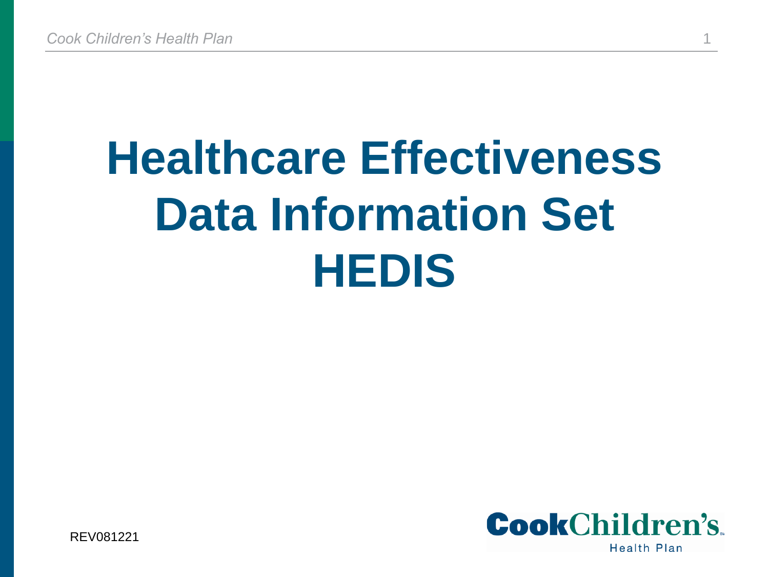# Healthcare Effectiveness Data Information Set HEDIS

REV081221

CookChildren's Health Plan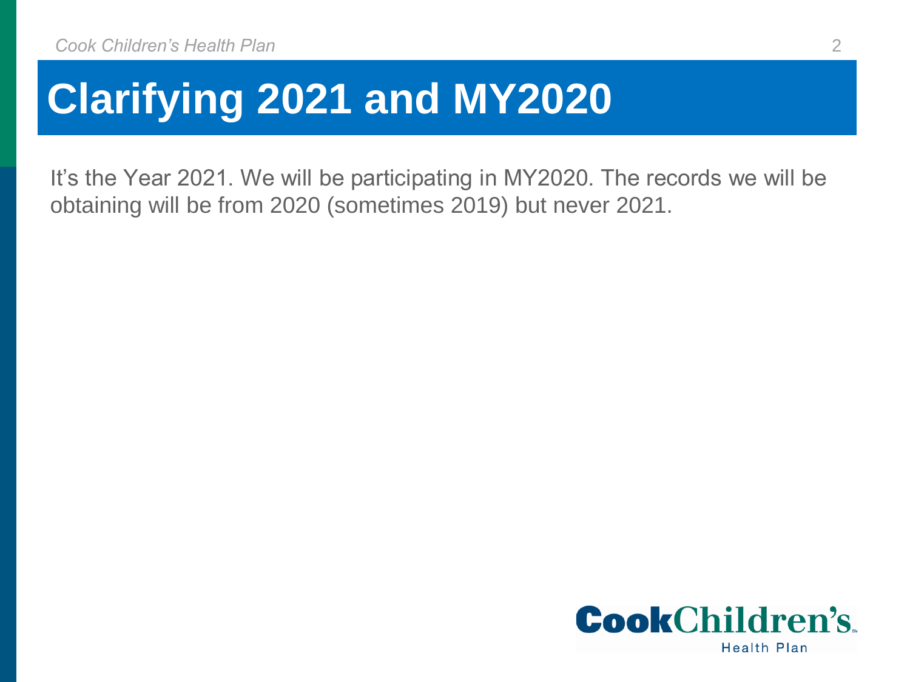# Clarifying 2021 and MY2020

It's the Year 2021. We will be participating in MY2020. The records we will be obtaining will be from 2020 (sometimes 2019) but never 2021.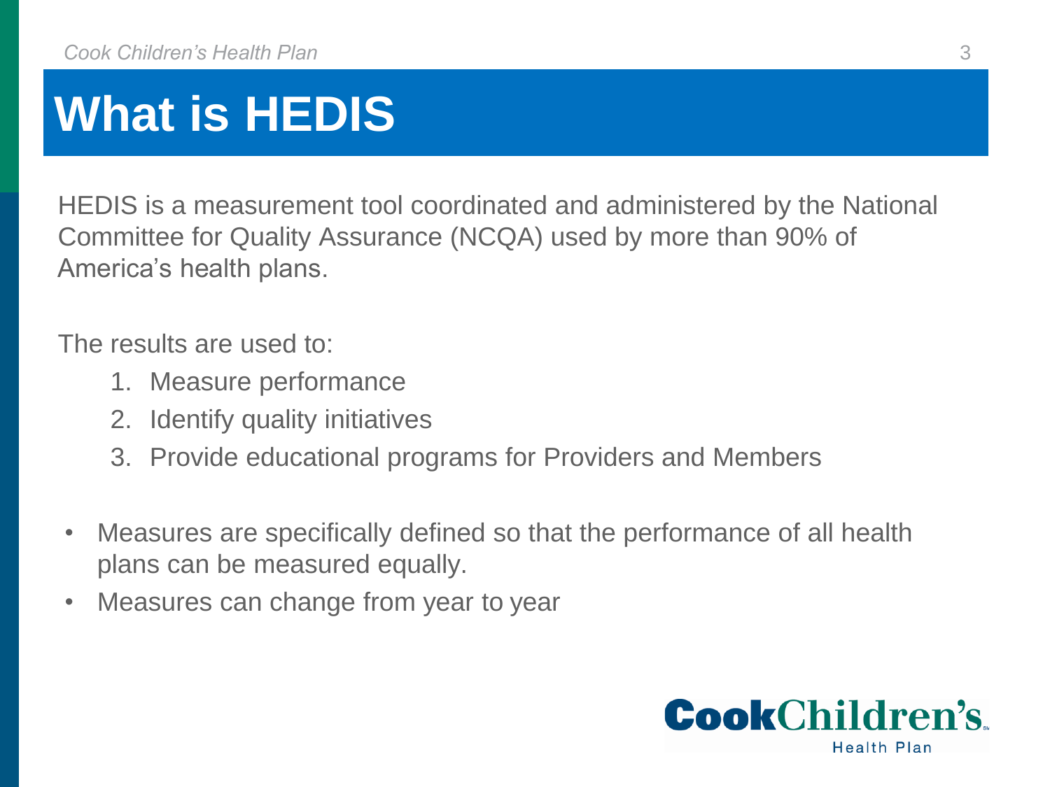# What is HEDIS

HEDIS is a measurement tool coordinated and administered by the National Committee for Quality Assurance (NCQA) used by more than 90% of America's health plans.

The results are used to:

1. Measure performance
2. Identify quality initiatives
3. Provide educational programs for Providers and Members

- Measures are specifically defined so that the performance of all health plans can be measured equally.
- Measures can change from year to year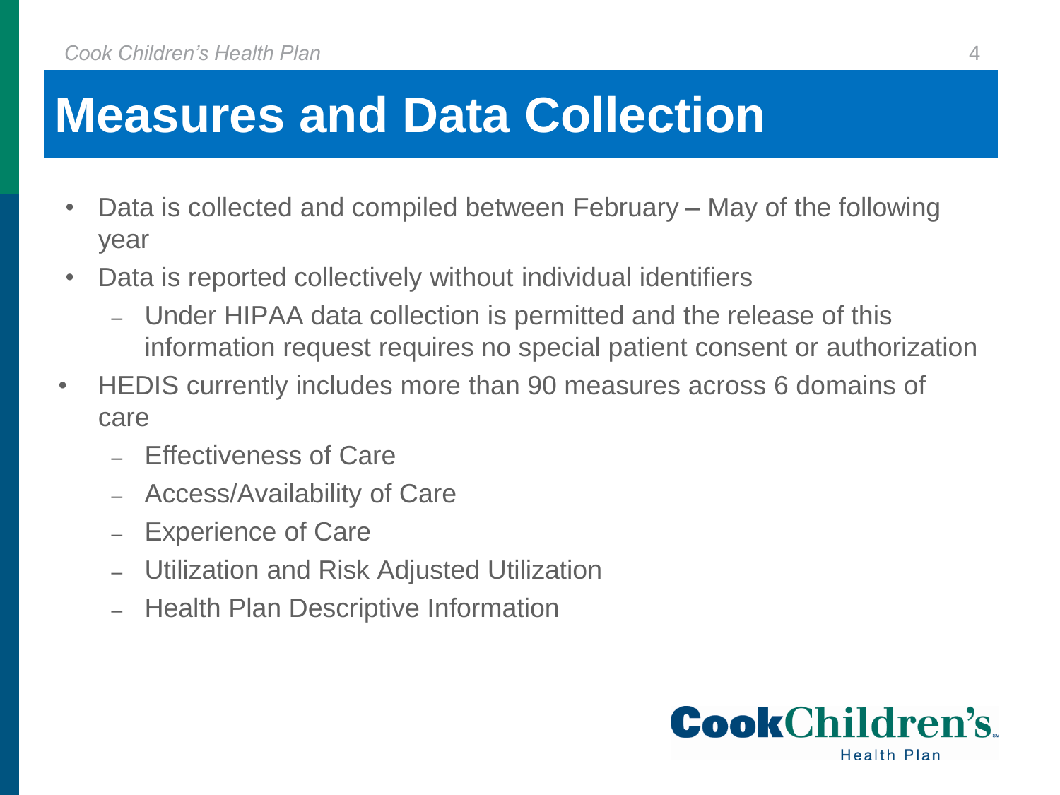# Measures and Data Collection

- Data is collected and compiled between February – May of the following year
- Data is reported collectively without individual identifiers
  - Under HIPAA data collection is permitted and the release of this information request requires no special patient consent or authorization
- HEDIS currently includes more than 90 measures across 6 domains of care
  - Effectiveness of Care
  - Access/Availability of Care
  - Experience of Care
  - Utilization and Risk Adjusted Utilization
  - Health Plan Descriptive Information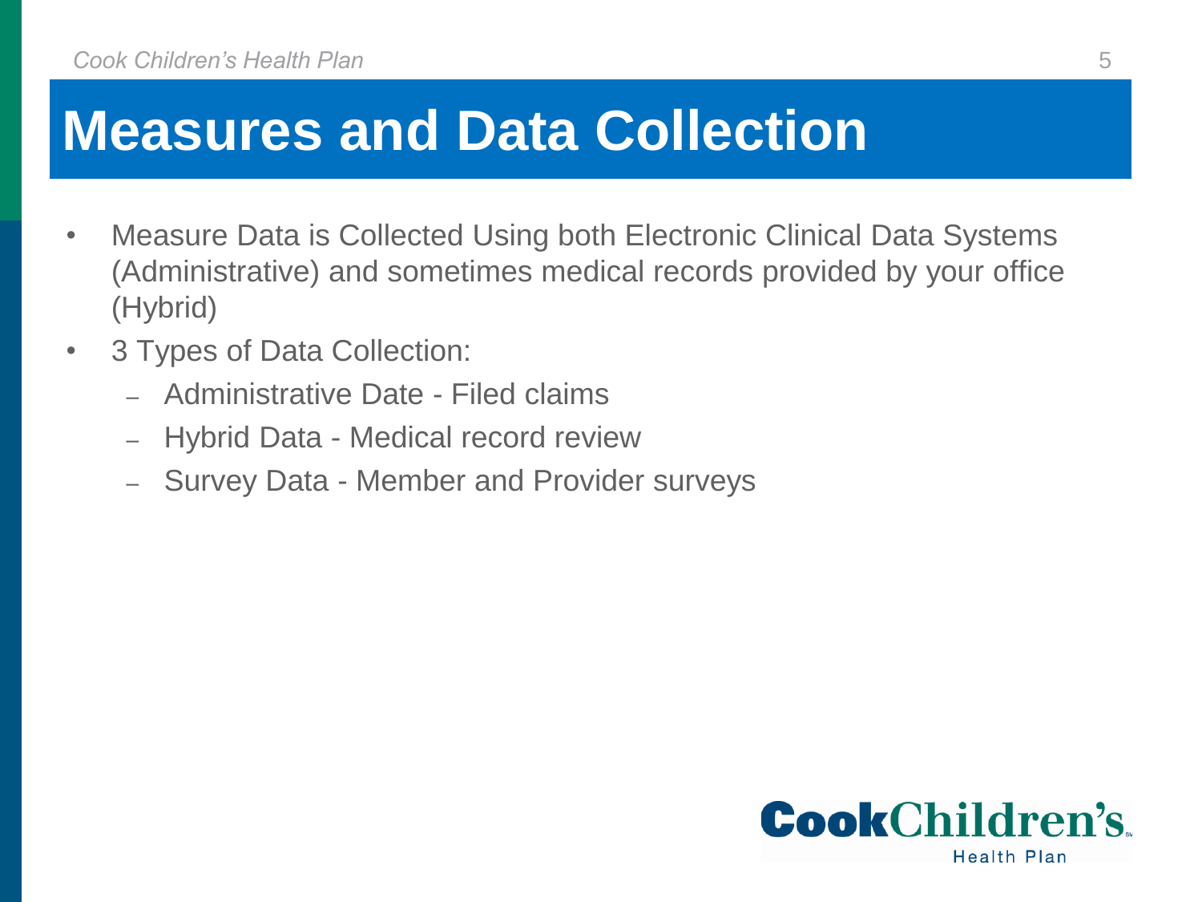# Measures and Data Collection

- Measure Data is Collected Using both Electronic Clinical Data Systems (Administrative) and sometimes medical records provided by your office (Hybrid)
- 3 Types of Data Collection:
  - Administrative Date - Filed claims
  - Hybrid Data - Medical record review
  - Survey Data - Member and Provider surveys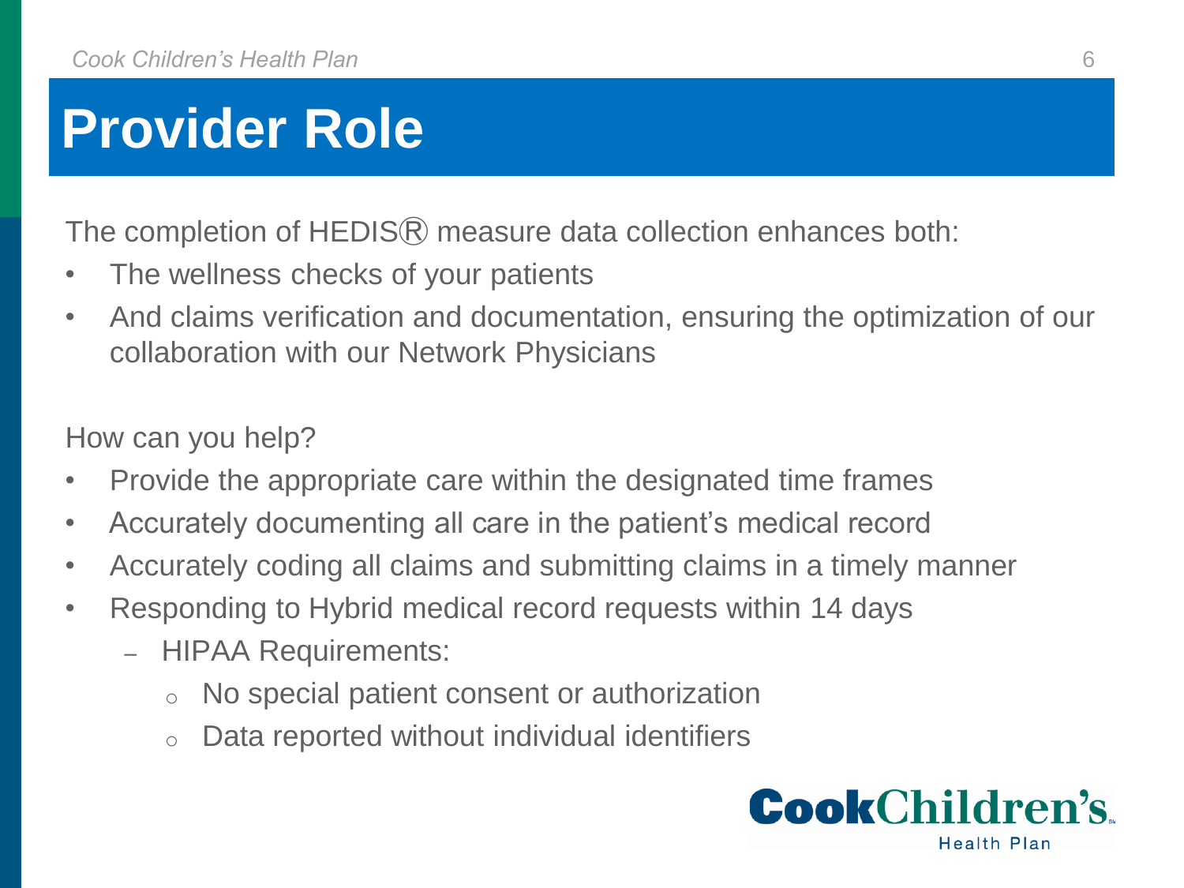# Provider Role

The completion of HEDIS® measure data collection enhances both:

- The wellness checks of your patients
- And claims verification and documentation, ensuring the optimization of our collaboration with our Network Physicians

How can you help?

- Provide the appropriate care within the designated time frames
- Accurately documenting all care in the patient's medical record
- Accurately coding all claims and submitting claims in a timely manner
- Responding to Hybrid medical record requests within 14 days
  - HIPAA Requirements:
    - No special patient consent or authorization
    - Data reported without individual identifiers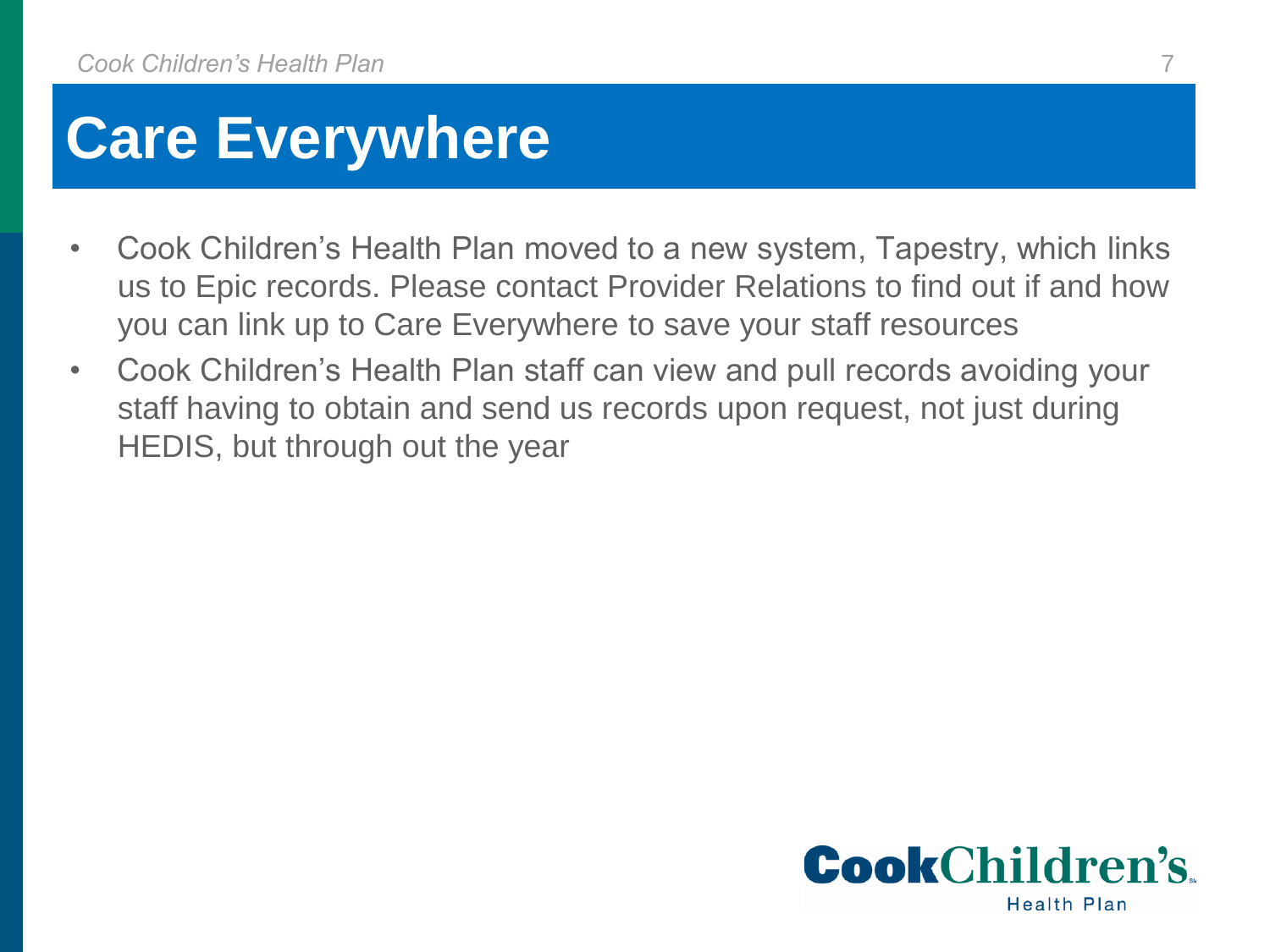# Care Everywhere

- Cook Children's Health Plan moved to a new system, Tapestry, which links us to Epic records. Please contact Provider Relations to find out if and how you can link up to Care Everywhere to save your staff resources
- Cook Children's Health Plan staff can view and pull records avoiding your staff having to obtain and send us records upon request, not just during HEDIS, but through out the year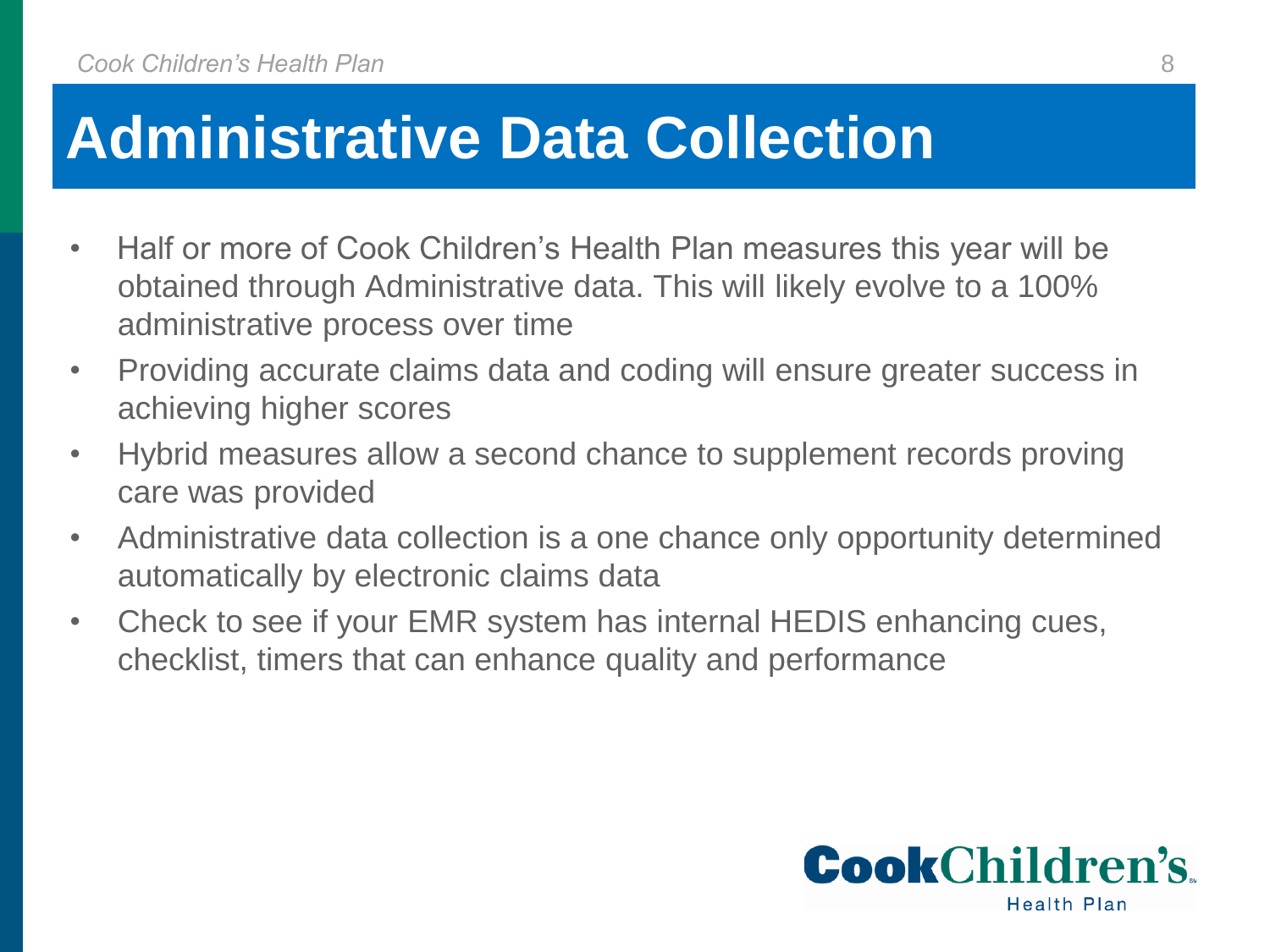# Administrative Data Collection

- Half or more of Cook Children's Health Plan measures this year will be obtained through Administrative data. This will likely evolve to a 100% administrative process over time
- Providing accurate claims data and coding will ensure greater success in achieving higher scores
- Hybrid measures allow a second chance to supplement records proving care was provided
- Administrative data collection is a one chance only opportunity determined automatically by electronic claims data
- Check to see if your EMR system has internal HEDIS enhancing cues, checklist, timers that can enhance quality and performance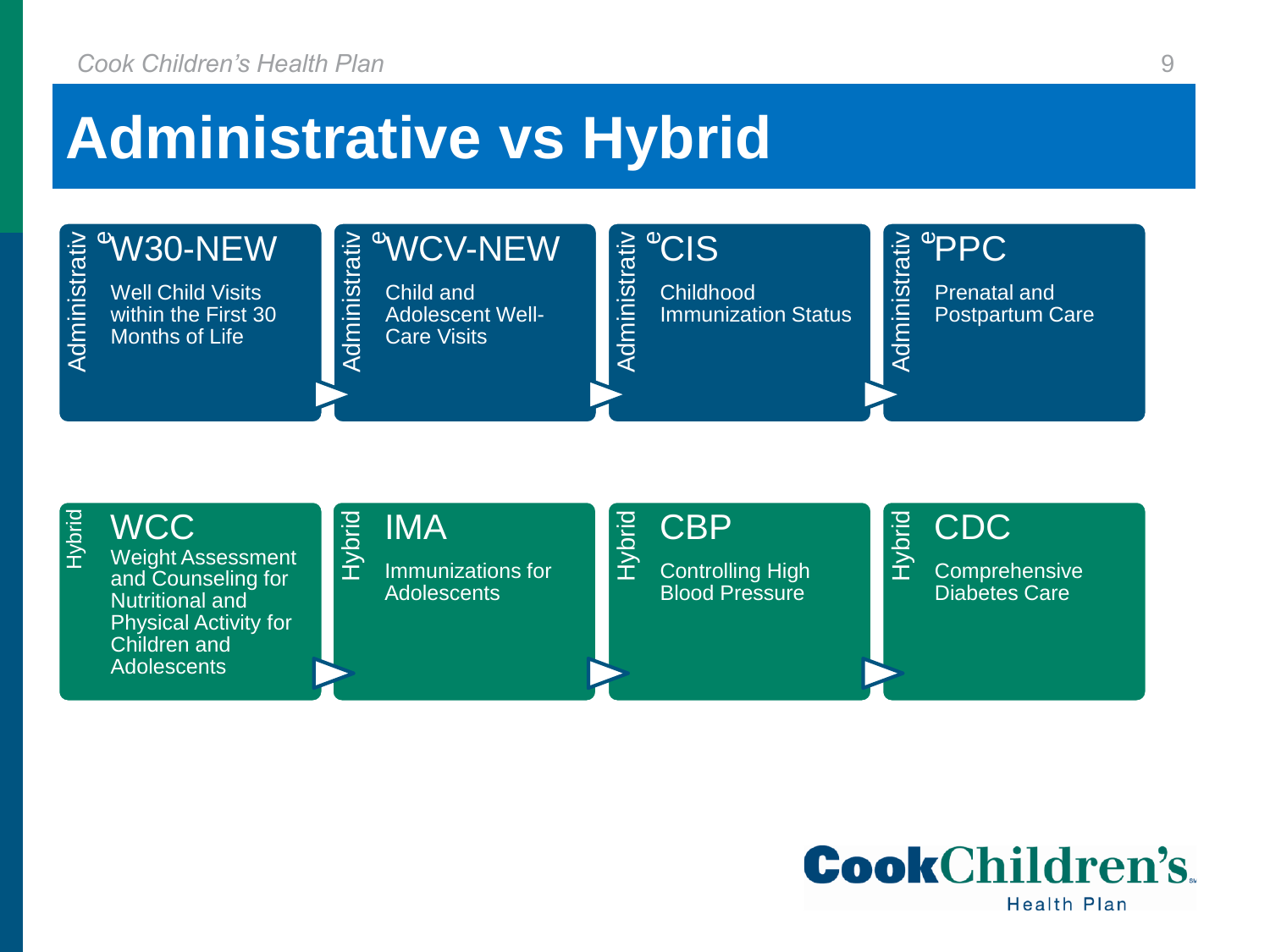# Administrative vs Hybrid

**Administrative**

- **W30-NEW** – Well Child Visits within the First 30 Months of Life
- **WCV-NEW** – Child and Adolescent Well-Care Visits
- **CIS** – Childhood Immunization Status
- **PPC** – Prenatal and Postpartum Care

**Hybrid**

- **WCC** – Weight Assessment and Counseling for Nutritional and Physical Activity for Children and Adolescents
- **IMA** – Immunizations for Adolescents
- **CBP** – Controlling High Blood Pressure
- **CDC** – Comprehensive Diabetes Care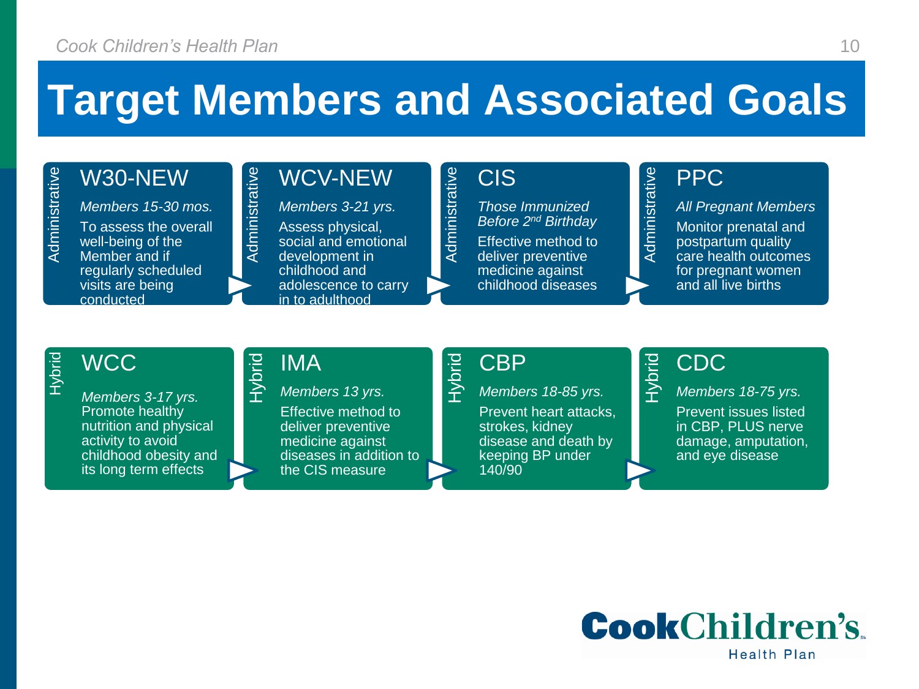# Target Members and Associated Goals

## Administrative

### W30-NEW

*Members 15-30 mos.*

To assess the overall well-being of the Member and if regularly scheduled visits are being conducted

### WCV-NEW

*Members 3-21 yrs.*

Assess physical, social and emotional development in childhood and adolescence to carry in to adulthood

### CIS

*Those Immunized Before 2nd Birthday*

Effective method to deliver preventive medicine against childhood diseases

### PPC

*All Pregnant Members*

Monitor prenatal and postpartum quality care health outcomes for pregnant women and all live births

## Hybrid

### WCC

*Members 3-17 yrs.*

Promote healthy nutrition and physical activity to avoid childhood obesity and its long term effects

### IMA

*Members 13 yrs.*

Effective method to deliver preventive medicine against diseases in addition to the CIS measure

### CBP

*Members 18-85 yrs.*

Prevent heart attacks, strokes, kidney disease and death by keeping BP under 140/90

### CDC

*Members 18-75 yrs.*

Prevent issues listed in CBP, PLUS nerve damage, amputation, and eye disease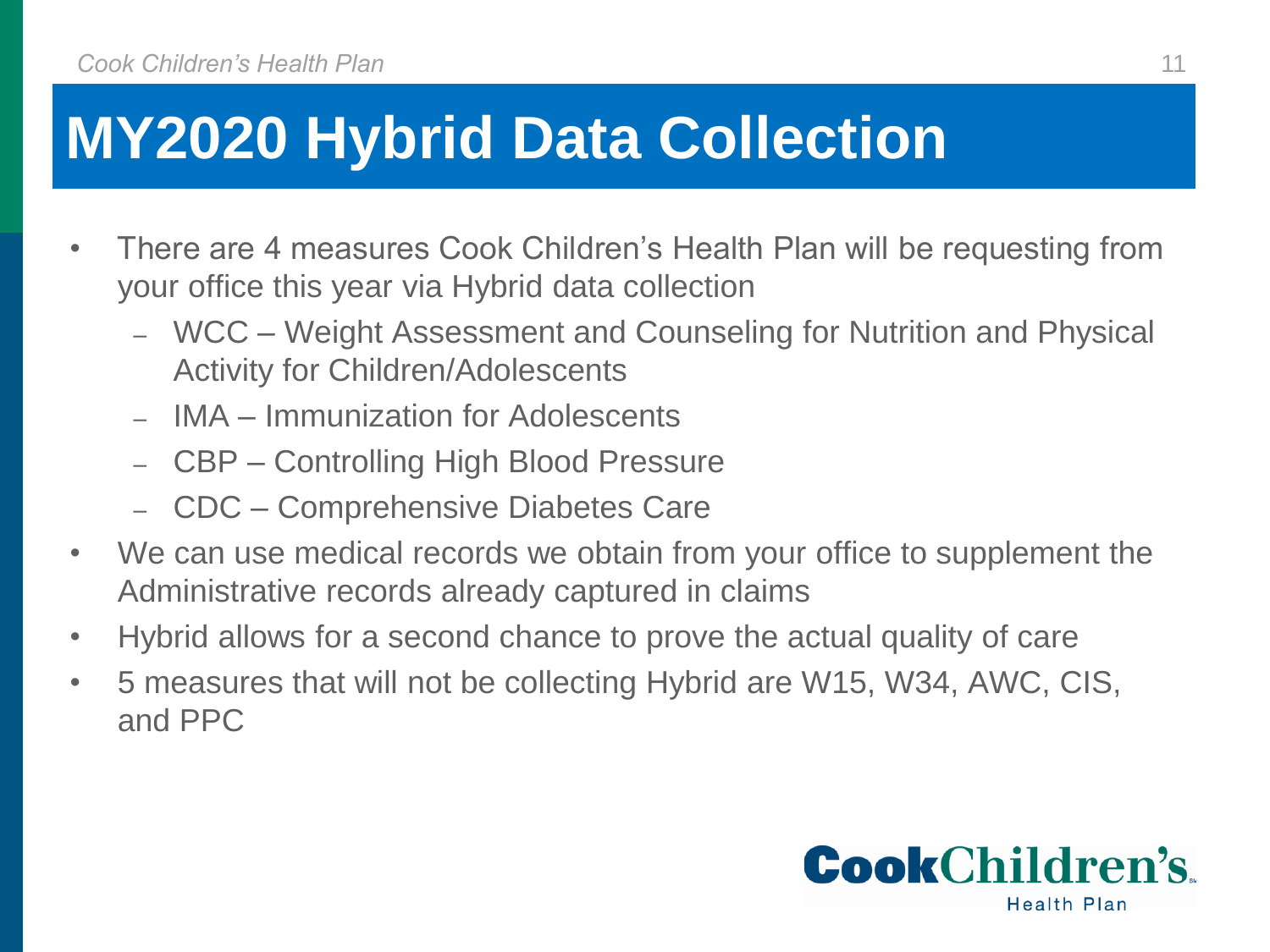# MY2020 Hybrid Data Collection

- There are 4 measures Cook Children's Health Plan will be requesting from your office this year via Hybrid data collection
  - WCC – Weight Assessment and Counseling for Nutrition and Physical Activity for Children/Adolescents
  - IMA – Immunization for Adolescents
  - CBP – Controlling High Blood Pressure
  - CDC – Comprehensive Diabetes Care
- We can use medical records we obtain from your office to supplement the Administrative records already captured in claims
- Hybrid allows for a second chance to prove the actual quality of care
- 5 measures that will not be collecting Hybrid are W15, W34, AWC, CIS, and PPC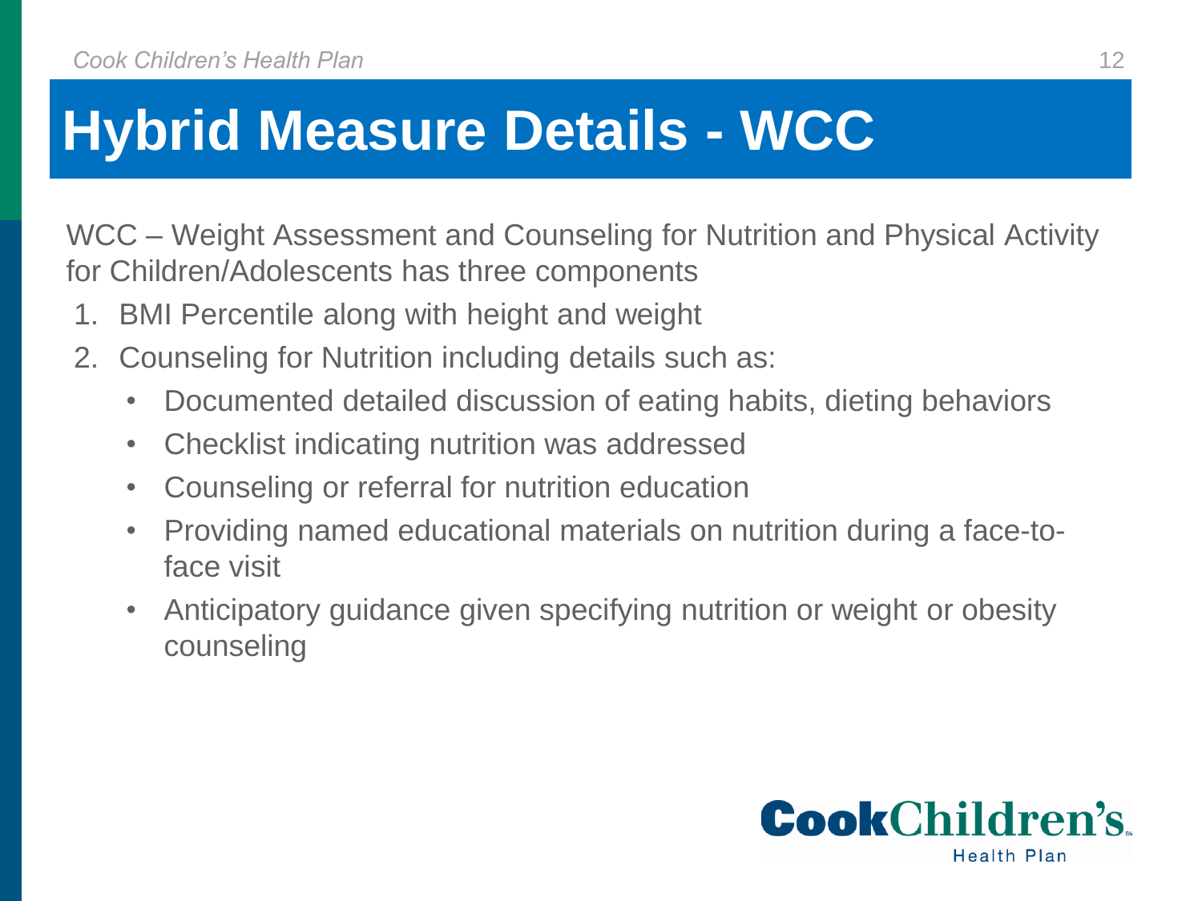# Hybrid Measure Details - WCC

WCC – Weight Assessment and Counseling for Nutrition and Physical Activity for Children/Adolescents has three components

1. BMI Percentile along with height and weight
2. Counseling for Nutrition including details such as:
   - Documented detailed discussion of eating habits, dieting behaviors
   - Checklist indicating nutrition was addressed
   - Counseling or referral for nutrition education
   - Providing named educational materials on nutrition during a face-to-face visit
   - Anticipatory guidance given specifying nutrition or weight or obesity counseling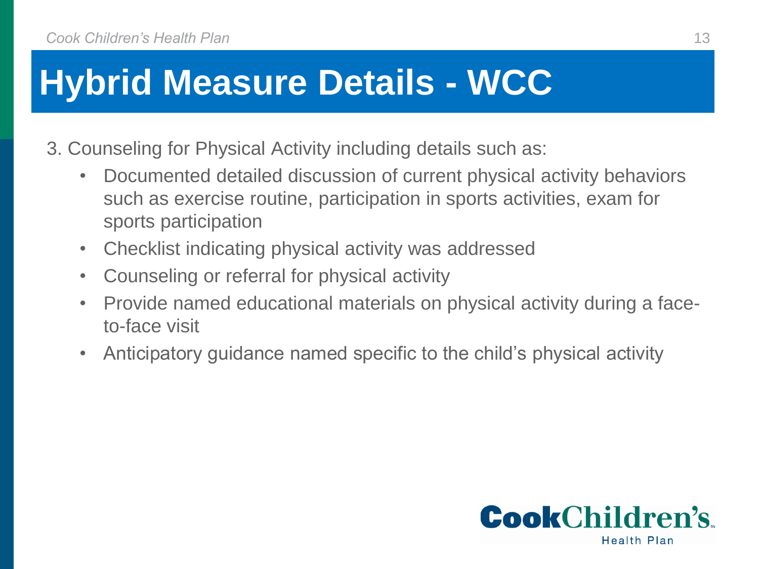# Hybrid Measure Details - WCC

3. Counseling for Physical Activity including details such as:
   - Documented detailed discussion of current physical activity behaviors such as exercise routine, participation in sports activities, exam for sports participation
   - Checklist indicating physical activity was addressed
   - Counseling or referral for physical activity
   - Provide named educational materials on physical activity during a face-to-face visit
   - Anticipatory guidance named specific to the child's physical activity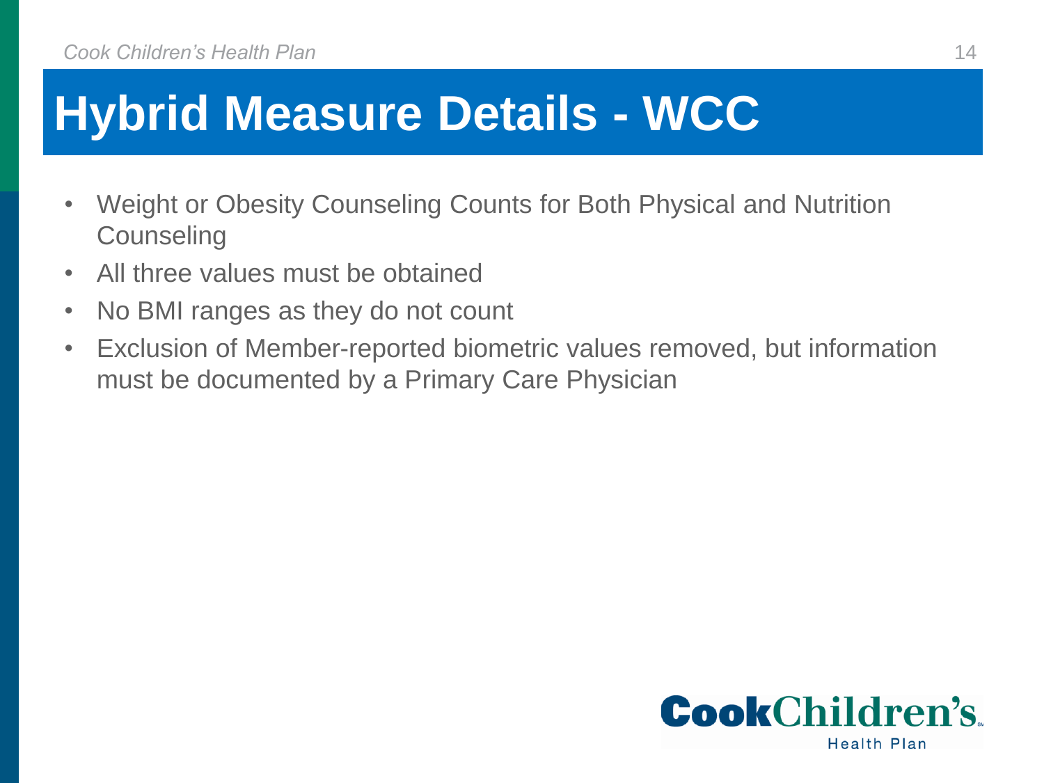# Hybrid Measure Details - WCC

- Weight or Obesity Counseling Counts for Both Physical and Nutrition Counseling
- All three values must be obtained
- No BMI ranges as they do not count
- Exclusion of Member-reported biometric values removed, but information must be documented by a Primary Care Physician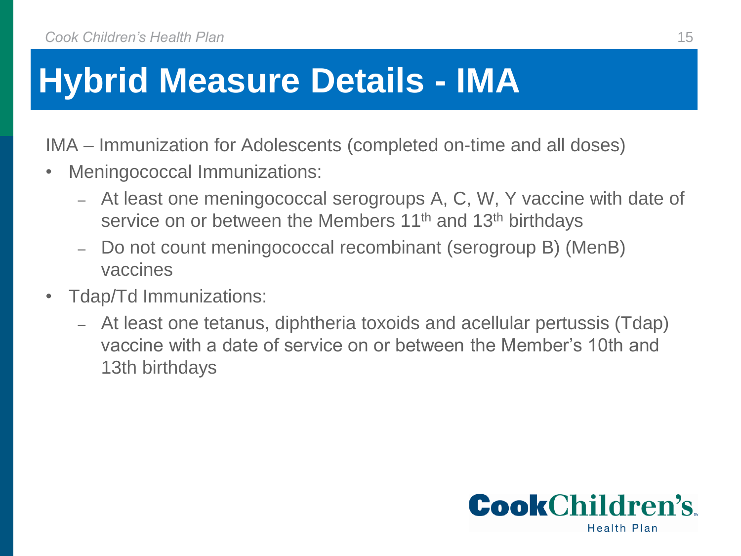# Hybrid Measure Details - IMA

IMA – Immunization for Adolescents (completed on-time and all doses)

- Meningococcal Immunizations:
  - At least one meningococcal serogroups A, C, W, Y vaccine with date of service on or between the Members 11th and 13th birthdays
  - Do not count meningococcal recombinant (serogroup B) (MenB) vaccines
- Tdap/Td Immunizations:
  - At least one tetanus, diphtheria toxoids and acellular pertussis (Tdap) vaccine with a date of service on or between the Member's 10th and 13th birthdays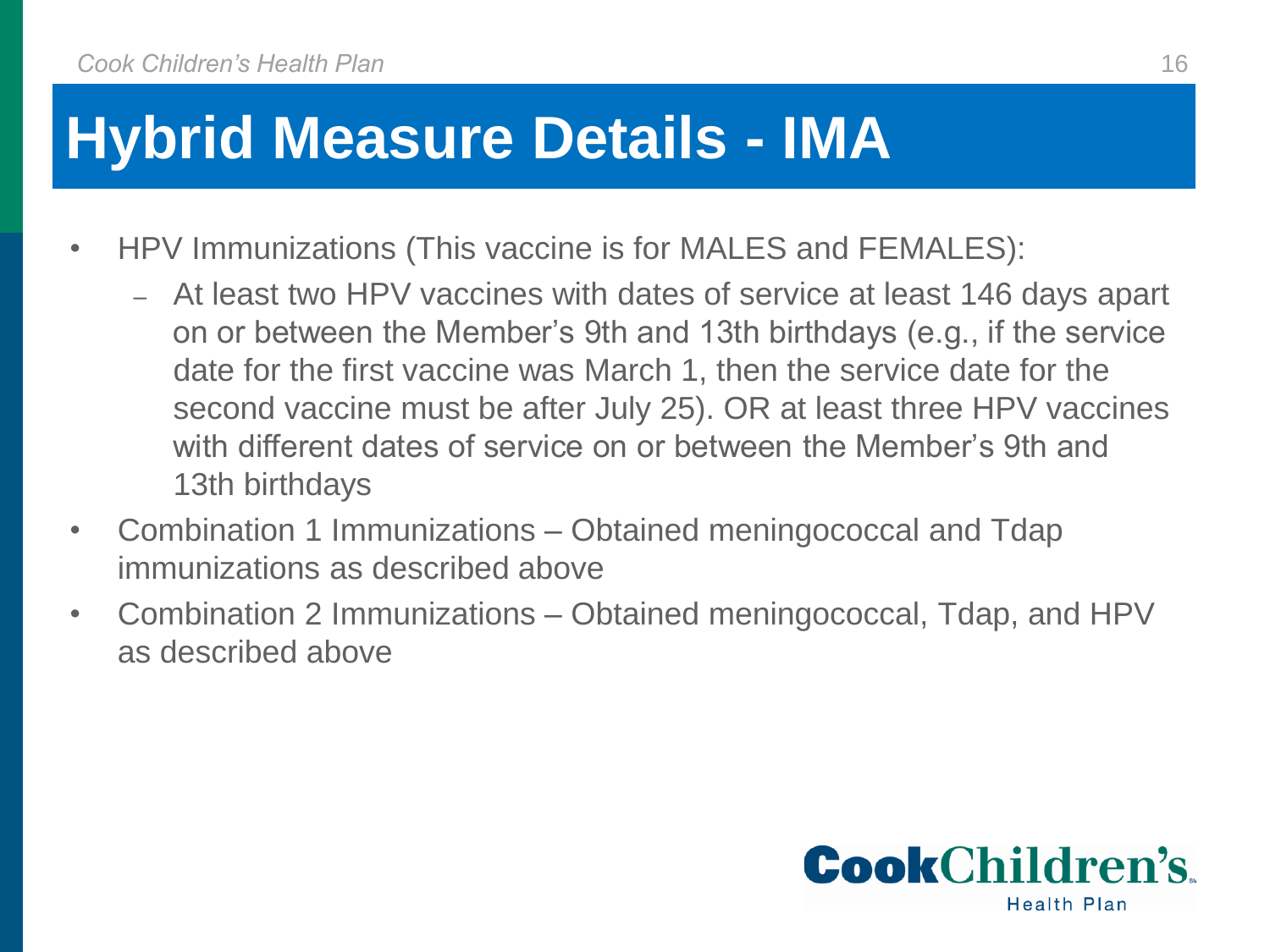# Hybrid Measure Details - IMA

- HPV Immunizations (This vaccine is for MALES and FEMALES):
  - At least two HPV vaccines with dates of service at least 146 days apart on or between the Member's 9th and 13th birthdays (e.g., if the service date for the first vaccine was March 1, then the service date for the second vaccine must be after July 25). OR at least three HPV vaccines with different dates of service on or between the Member's 9th and 13th birthdays
- Combination 1 Immunizations – Obtained meningococcal and Tdap immunizations as described above
- Combination 2 Immunizations – Obtained meningococcal, Tdap, and HPV as described above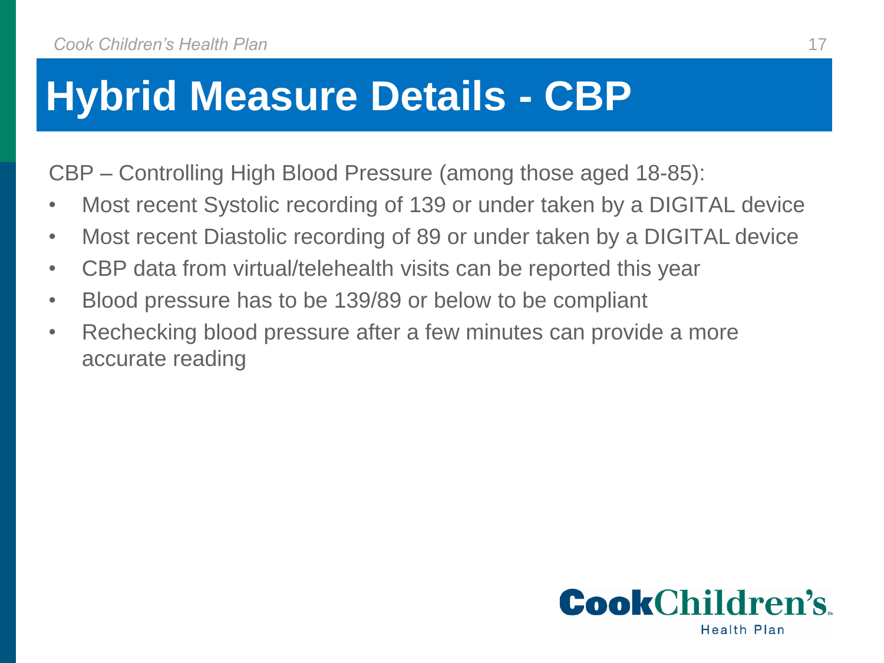# Hybrid Measure Details - CBP

CBP – Controlling High Blood Pressure (among those aged 18-85):

- Most recent Systolic recording of 139 or under taken by a DIGITAL device
- Most recent Diastolic recording of 89 or under taken by a DIGITAL device
- CBP data from virtual/telehealth visits can be reported this year
- Blood pressure has to be 139/89 or below to be compliant
- Rechecking blood pressure after a few minutes can provide a more accurate reading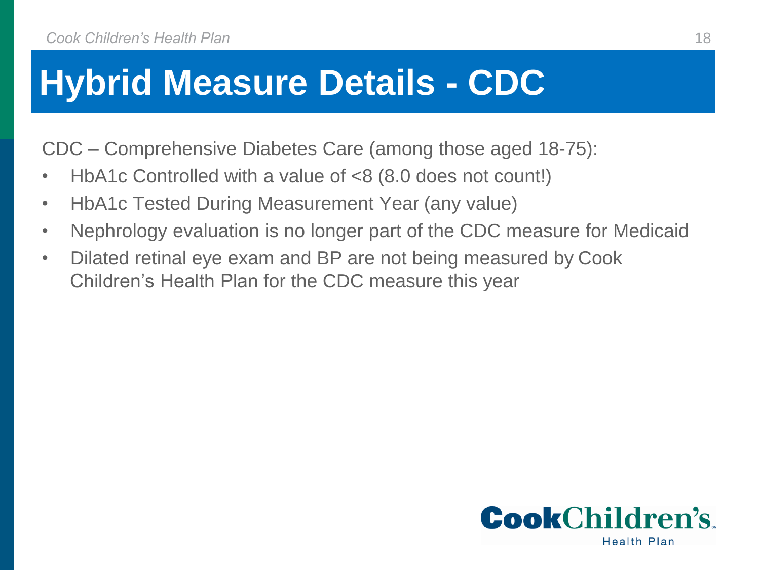# Hybrid Measure Details - CDC

CDC – Comprehensive Diabetes Care (among those aged 18-75):

- HbA1c Controlled with a value of <8 (8.0 does not count!)
- HbA1c Tested During Measurement Year (any value)
- Nephrology evaluation is no longer part of the CDC measure for Medicaid
- Dilated retinal eye exam and BP are not being measured by Cook Children's Health Plan for the CDC measure this year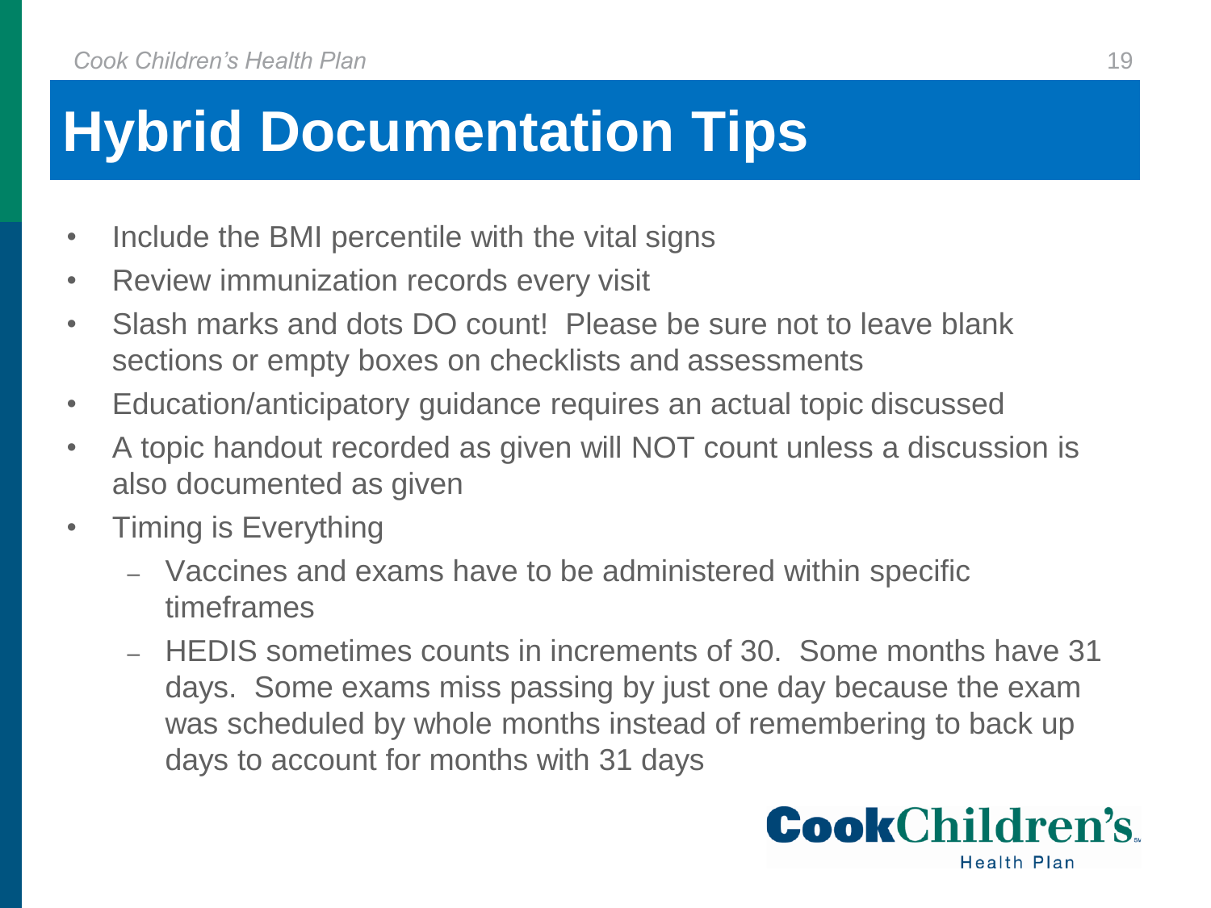# Hybrid Documentation Tips

- Include the BMI percentile with the vital signs
- Review immunization records every visit
- Slash marks and dots DO count! Please be sure not to leave blank sections or empty boxes on checklists and assessments
- Education/anticipatory guidance requires an actual topic discussed
- A topic handout recorded as given will NOT count unless a discussion is also documented as given
- Timing is Everything
  - Vaccines and exams have to be administered within specific timeframes
  - HEDIS sometimes counts in increments of 30. Some months have 31 days. Some exams miss passing by just one day because the exam was scheduled by whole months instead of remembering to back up days to account for months with 31 days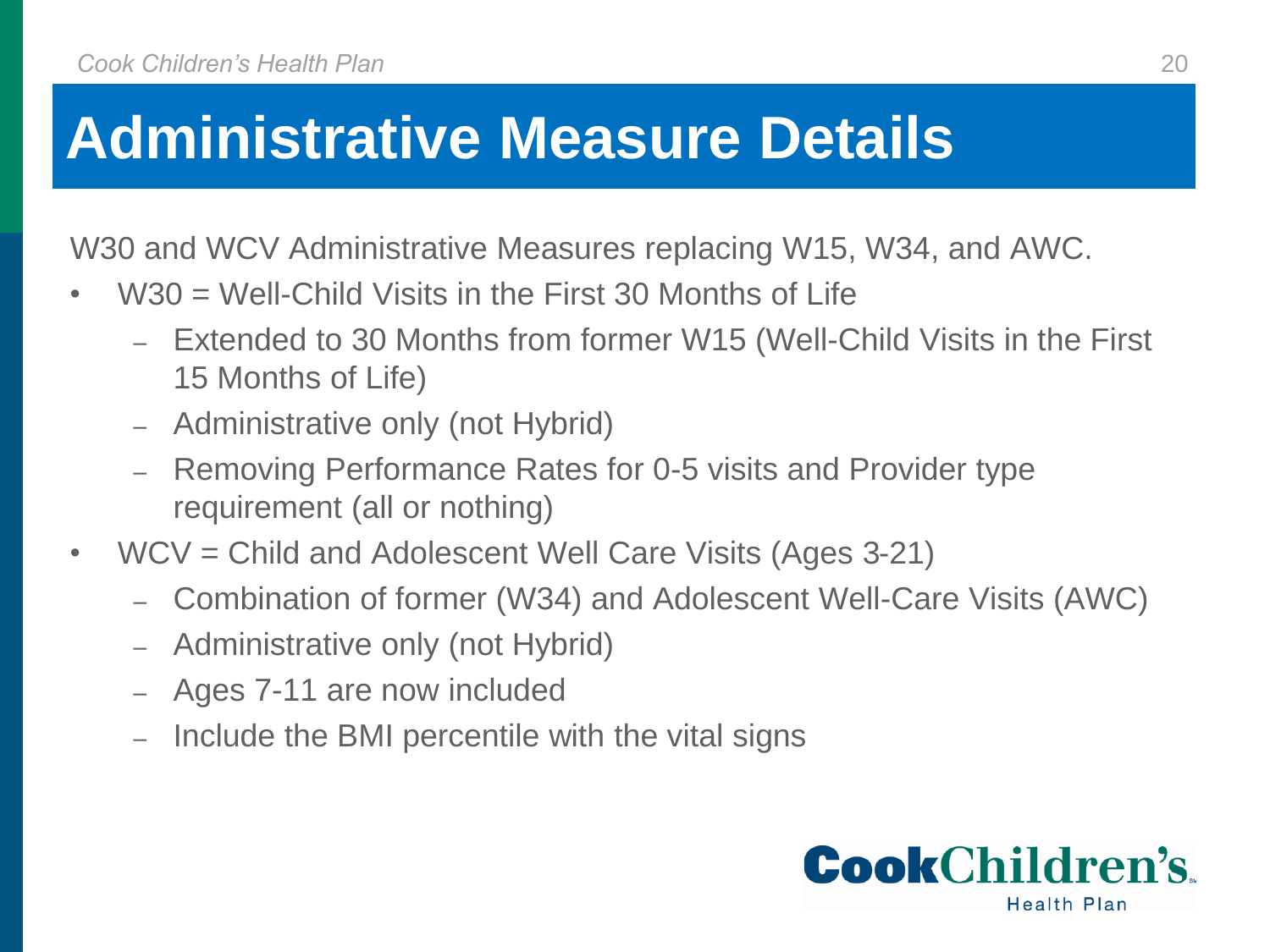# Administrative Measure Details

W30 and WCV Administrative Measures replacing W15, W34, and AWC.

- W30 = Well-Child Visits in the First 30 Months of Life
  - Extended to 30 Months from former W15 (Well-Child Visits in the First 15 Months of Life)
  - Administrative only (not Hybrid)
  - Removing Performance Rates for 0-5 visits and Provider type requirement (all or nothing)
- WCV = Child and Adolescent Well Care Visits (Ages 3-21)
  - Combination of former (W34) and Adolescent Well-Care Visits (AWC)
  - Administrative only (not Hybrid)
  - Ages 7-11 are now included
  - Include the BMI percentile with the vital signs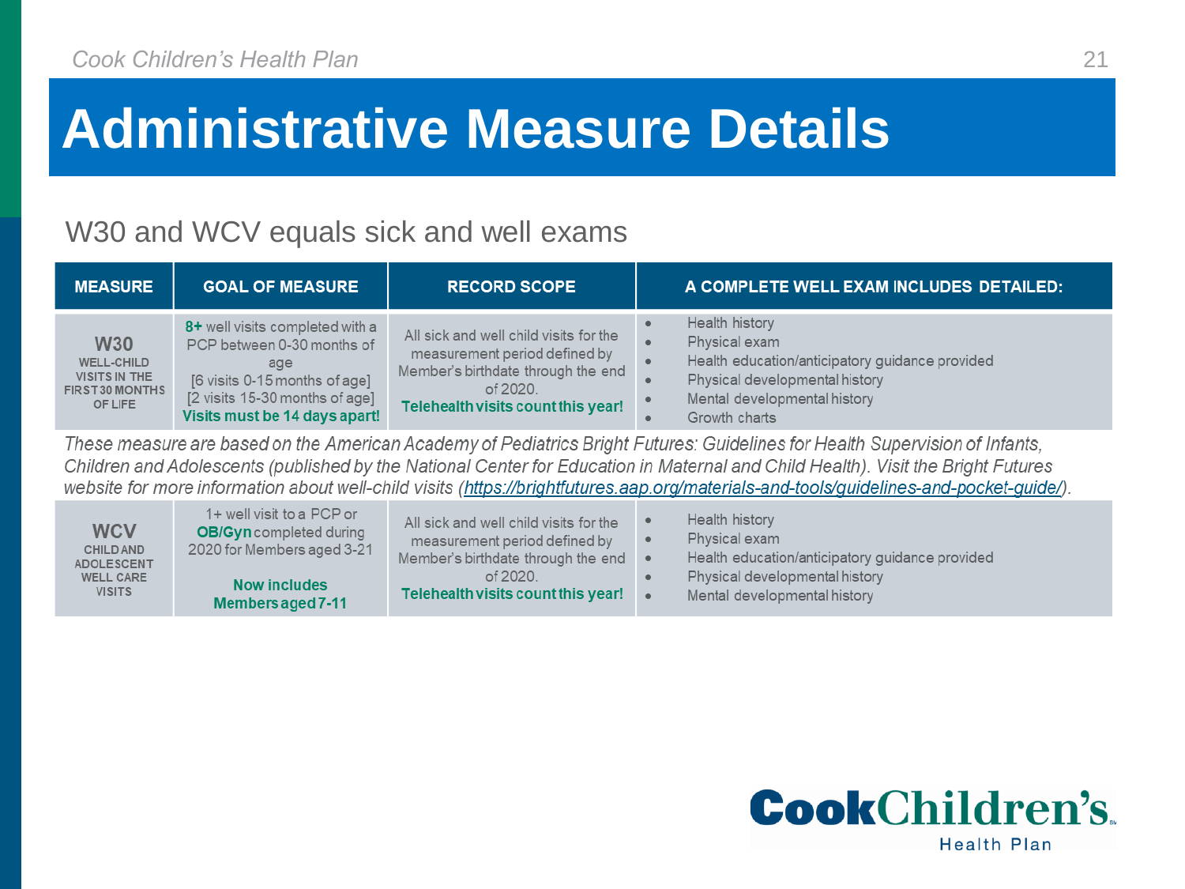# Administrative Measure Details

## W30 and WCV equals sick and well exams

| MEASURE | GOAL OF MEASURE | RECORD SCOPE | A COMPLETE WELL EXAM INCLUDES DETAILED: |
|---|---|---|---|
| **W30** WELL-CHILD VISITS IN THE FIRST 30 MONTHS OF LIFE | **8+** well visits completed with a PCP between 0-30 months of age [6 visits 0-15 months of age] [2 visits 15-30 months of age] **Visits must be 14 days apart!** | All sick and well child visits for the measurement period defined by Member's birthdate through the end of 2020. **Telehealth visits count this year!** | • Health history<br>• Physical exam<br>• Health education/anticipatory guidance provided<br>• Physical developmental history<br>• Mental developmental history<br>• Growth charts |
| *These measure are based on the American Academy of Pediatrics Bright Futures: Guidelines for Health Supervision of Infants, Children and Adolescents (published by the National Center for Education in Maternal and Child Health). Visit the Bright Futures website for more information about well-child visits (https://brightfutures.aap.org/materials-and-tools/guidelines-and-pocket-guide/).* | | | |
| **WCV** CHILD AND ADOLESCENT WELL CARE VISITS | 1+ well visit to a PCP or **OB/Gyn** completed during 2020 for Members aged 3-21 **Now includes Members aged 7-11** | All sick and well child visits for the measurement period defined by Member's birthdate through the end of 2020. **Telehealth visits count this year!** | • Health history<br>• Physical exam<br>• Health education/anticipatory guidance provided<br>• Physical developmental history<br>• Mental developmental history |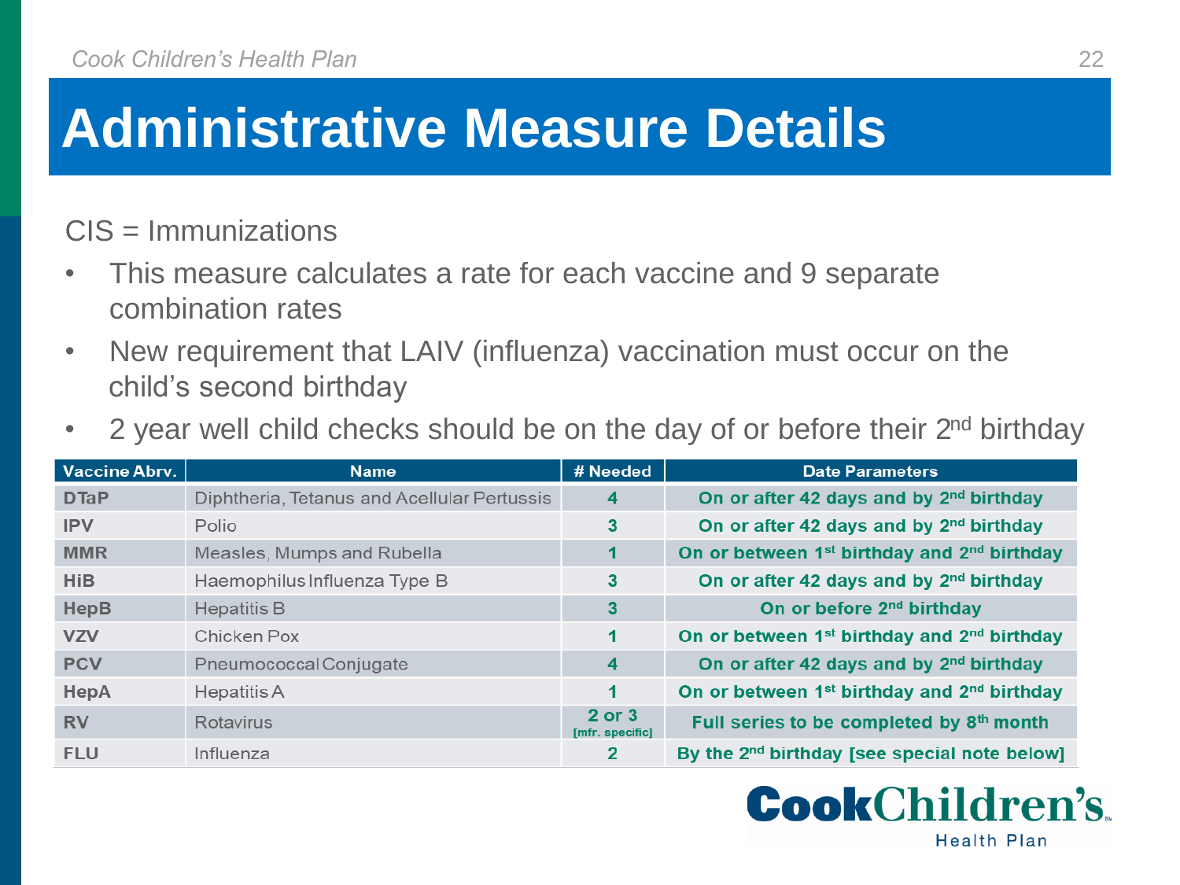# Administrative Measure Details

CIS = Immunizations

- This measure calculates a rate for each vaccine and 9 separate combination rates
- New requirement that LAIV (influenza) vaccination must occur on the child's second birthday
- 2 year well child checks should be on the day of or before their 2nd birthday

| Vaccine Abrv. | Name | # Needed | Date Parameters |
| --- | --- | --- | --- |
| DTaP | Diphtheria, Tetanus and Acellular Pertussis | 4 | On or after 42 days and by 2nd birthday |
| IPV | Polio | 3 | On or after 42 days and by 2nd birthday |
| MMR | Measles, Mumps and Rubella | 1 | On or between 1st birthday and 2nd birthday |
| HiB | Haemophilus Influenza Type B | 3 | On or after 42 days and by 2nd birthday |
| HepB | Hepatitis B | 3 | On or before 2nd birthday |
| VZV | Chicken Pox | 1 | On or between 1st birthday and 2nd birthday |
| PCV | Pneumococcal Conjugate | 4 | On or after 42 days and by 2nd birthday |
| HepA | Hepatitis A | 1 | On or between 1st birthday and 2nd birthday |
| RV | Rotavirus | 2 or 3 [mfr. specific] | Full series to be completed by 8th month |
| FLU | Influenza | 2 | By the 2nd birthday [see special note below] |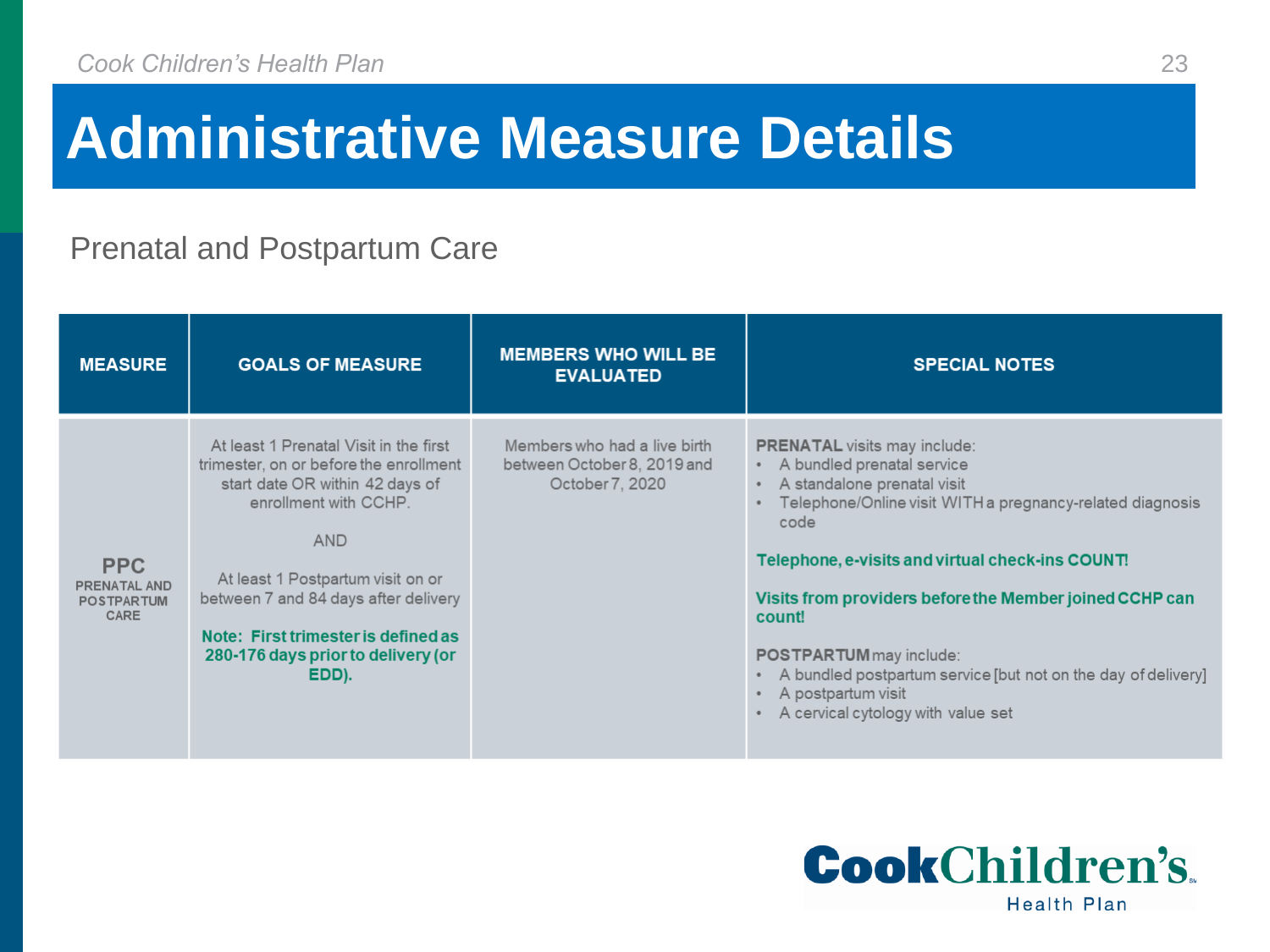# Administrative Measure Details

## Prenatal and Postpartum Care

| MEASURE | GOALS OF MEASURE | MEMBERS WHO WILL BE EVALUATED | SPECIAL NOTES |
|---|---|---|---|
| **PPC** PRENATAL AND POSTPARTUM CARE | At least 1 Prenatal Visit in the first trimester, on or before the enrollment start date OR within 42 days of enrollment with CCHP. <br><br> AND <br><br> At least 1 Postpartum visit on or between 7 and 84 days after delivery <br><br> **Note: First trimester is defined as 280-176 days prior to delivery (or EDD).** | Members who had a live birth between October 8, 2019 and October 7, 2020 | **PRENATAL** visits may include: <br> • A bundled prenatal service <br> • A standalone prenatal visit <br> • Telephone/Online visit WITH a pregnancy-related diagnosis code <br><br> **Telephone, e-visits and virtual check-ins COUNT!** <br><br> **Visits from providers before the Member joined CCHP can count!** <br><br> **POSTPARTUM** may include: <br> • A bundled postpartum service [but not on the day of delivery] <br> • A postpartum visit <br> • A cervical cytology with value set |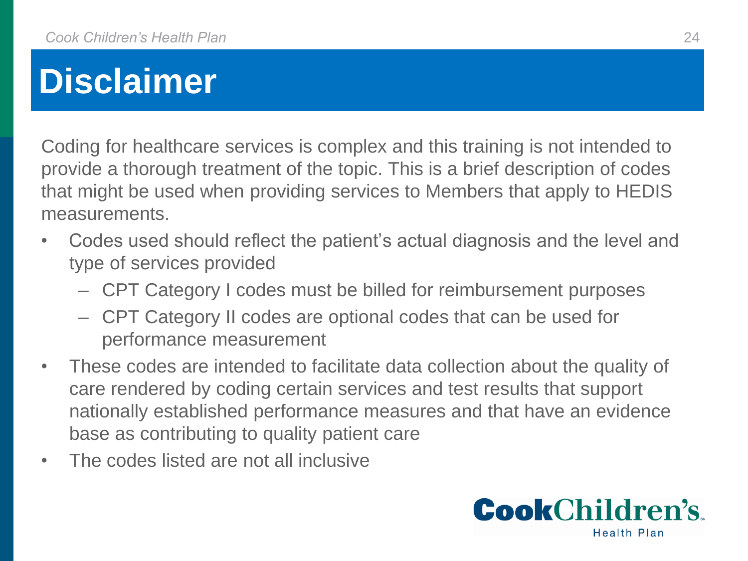# Disclaimer

Coding for healthcare services is complex and this training is not intended to provide a thorough treatment of the topic. This is a brief description of codes that might be used when providing services to Members that apply to HEDIS measurements.

- Codes used should reflect the patient's actual diagnosis and the level and type of services provided
  - CPT Category I codes must be billed for reimbursement purposes
  - CPT Category II codes are optional codes that can be used for performance measurement
- These codes are intended to facilitate data collection about the quality of care rendered by coding certain services and test results that support nationally established performance measures and that have an evidence base as contributing to quality patient care
- The codes listed are not all inclusive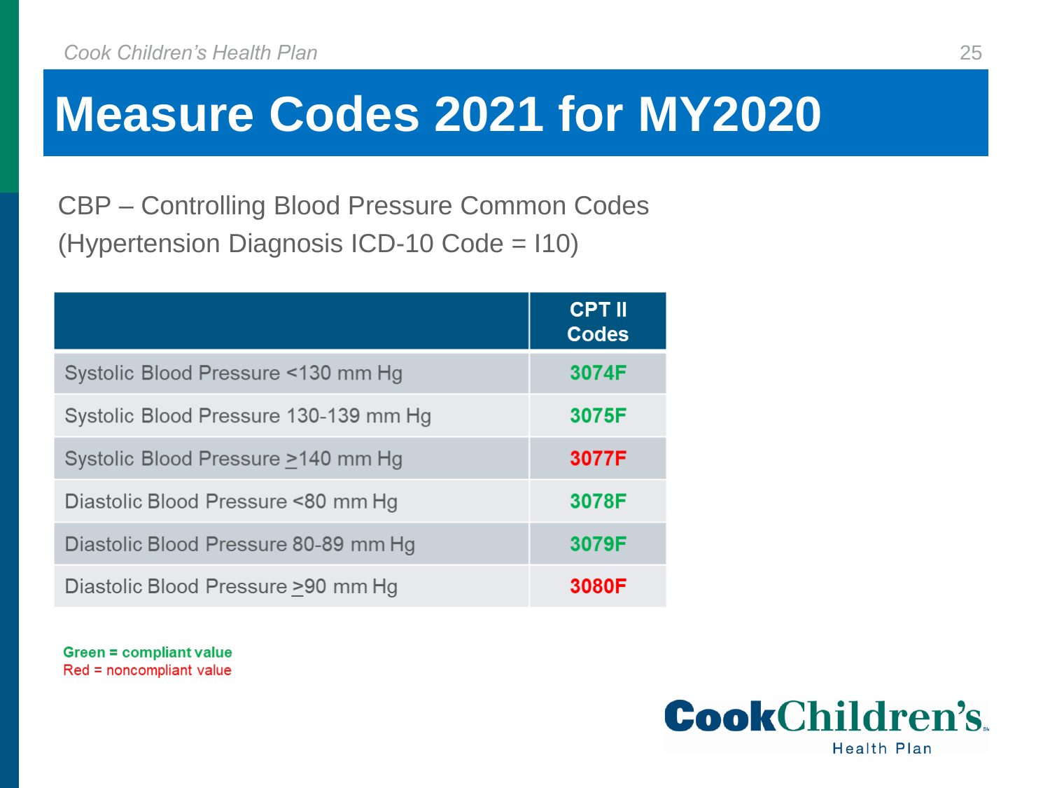# Measure Codes 2021 for MY2020

CBP – Controlling Blood Pressure Common Codes
(Hypertension Diagnosis ICD-10 Code = I10)

| | CPT II Codes |
|---|---|
| Systolic Blood Pressure <130 mm Hg | 3074F |
| Systolic Blood Pressure 130-139 mm Hg | 3075F |
| Systolic Blood Pressure ≥140 mm Hg | 3077F |
| Diastolic Blood Pressure <80 mm Hg | 3078F |
| Diastolic Blood Pressure 80-89 mm Hg | 3079F |
| Diastolic Blood Pressure ≥90 mm Hg | 3080F |

**Green = compliant value**
Red = noncompliant value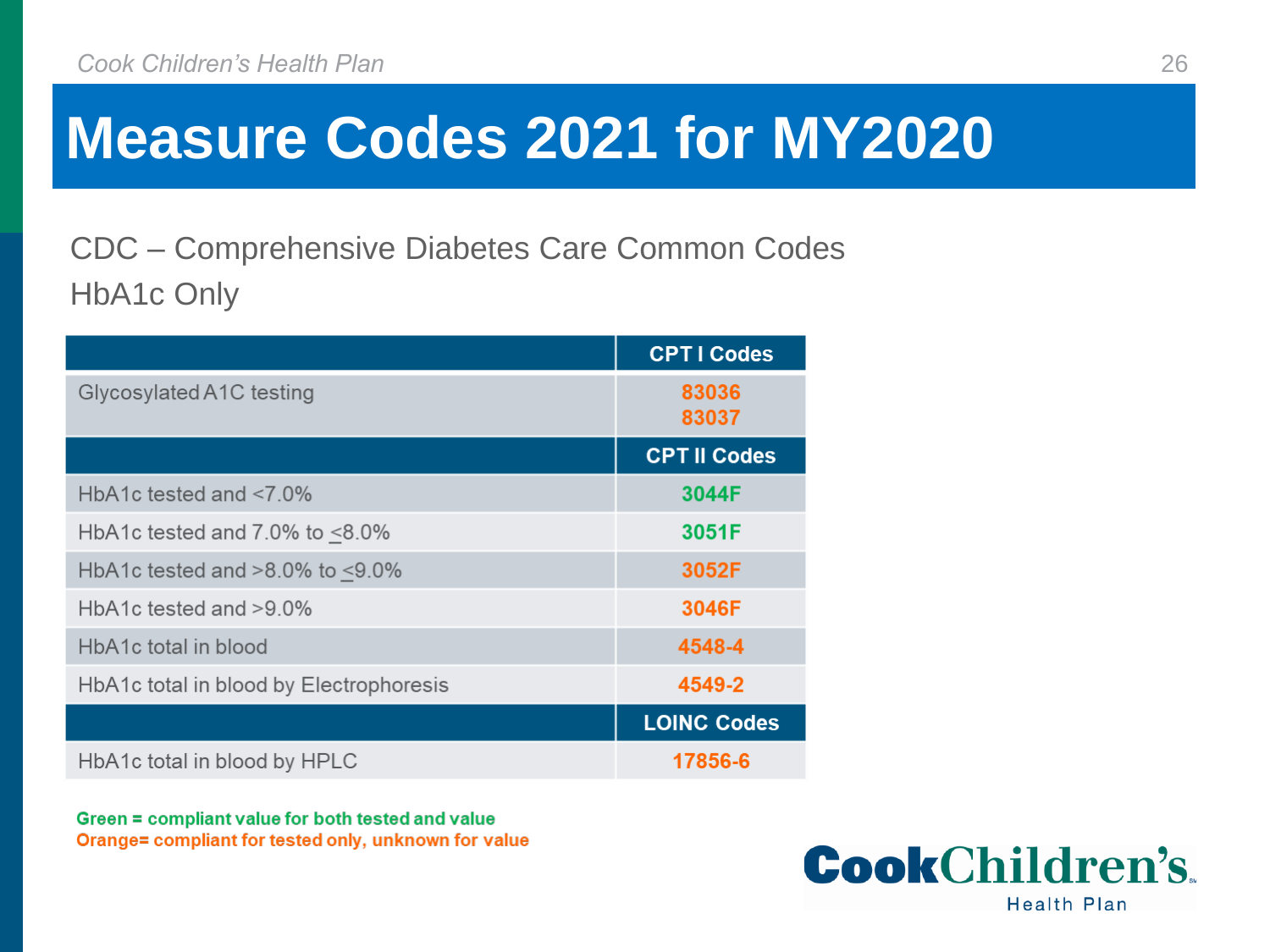# Measure Codes 2021 for MY2020

CDC – Comprehensive Diabetes Care Common Codes

HbA1c Only

| | CPT I Codes |
|---|---|
| Glycosylated A1C testing | 83036<br>83037 |
| | **CPT II Codes** |
| HbA1c tested and <7.0% | 3044F |
| HbA1c tested and 7.0% to ≤8.0% | 3051F |
| HbA1c tested and >8.0% to ≤9.0% | 3052F |
| HbA1c tested and >9.0% | 3046F |
| HbA1c total in blood | 4548-4 |
| HbA1c total in blood by Electrophoresis | 4549-2 |
| | **LOINC Codes** |
| HbA1c total in blood by HPLC | 17856-6 |

**Green = compliant value for both tested and value**
**Orange= compliant for tested only, unknown for value**

Cook Children's Health Plan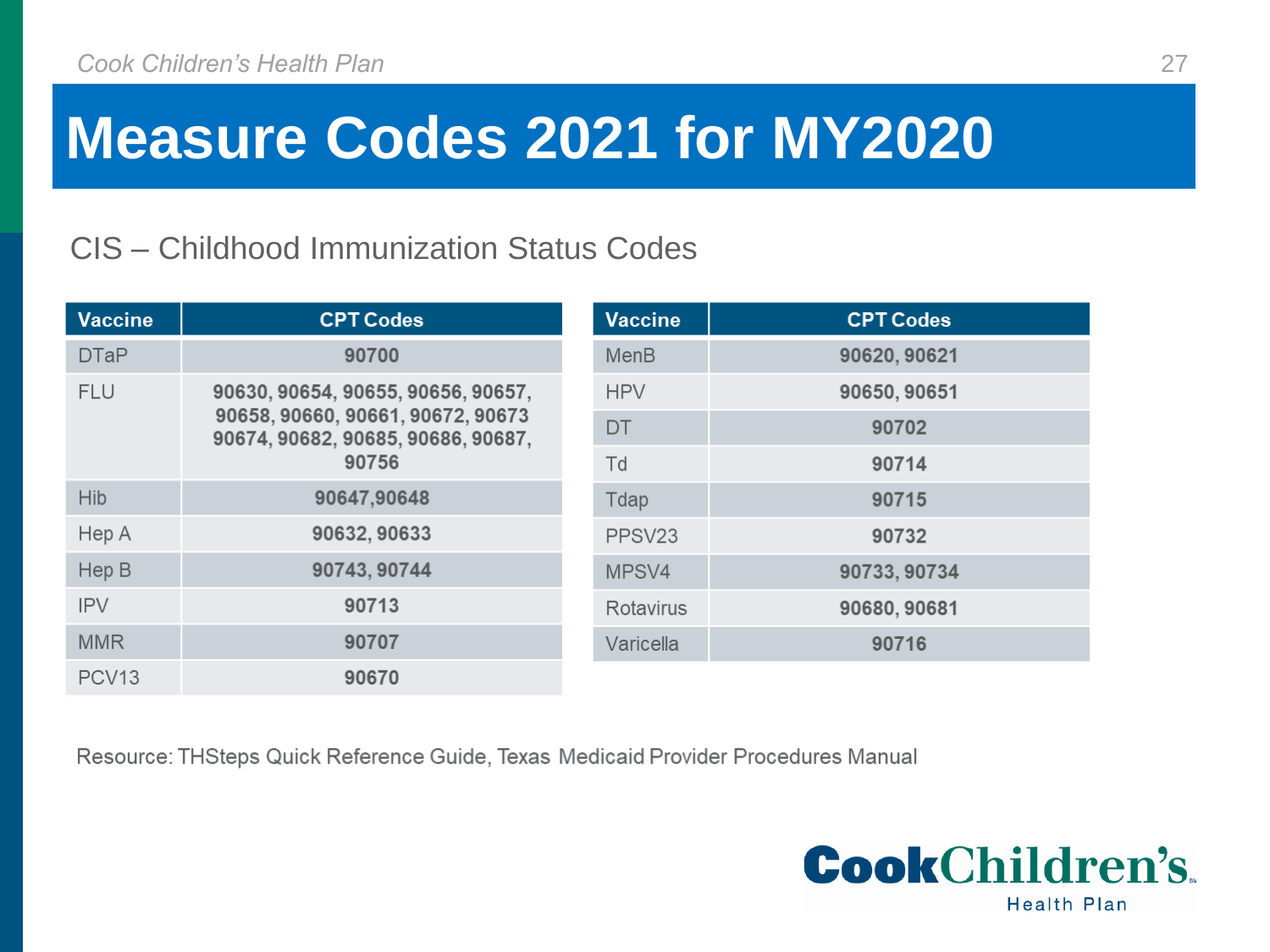# Measure Codes 2021 for MY2020

CIS – Childhood Immunization Status Codes

| Vaccine | CPT Codes |
|---|---|
| DTaP | 90700 |
| FLU | 90630, 90654, 90655, 90656, 90657, 90658, 90660, 90661, 90672, 90673 90674, 90682, 90685, 90686, 90687, 90756 |
| Hib | 90647,90648 |
| Hep A | 90632, 90633 |
| Hep B | 90743, 90744 |
| IPV | 90713 |
| MMR | 90707 |
| PCV13 | 90670 |

| Vaccine | CPT Codes |
|---|---|
| MenB | 90620, 90621 |
| HPV | 90650, 90651 |
| DT | 90702 |
| Td | 90714 |
| Tdap | 90715 |
| PPSV23 | 90732 |
| MPSV4 | 90733, 90734 |
| Rotavirus | 90680, 90681 |
| Varicella | 90716 |

Resource: THSteps Quick Reference Guide, Texas Medicaid Provider Procedures Manual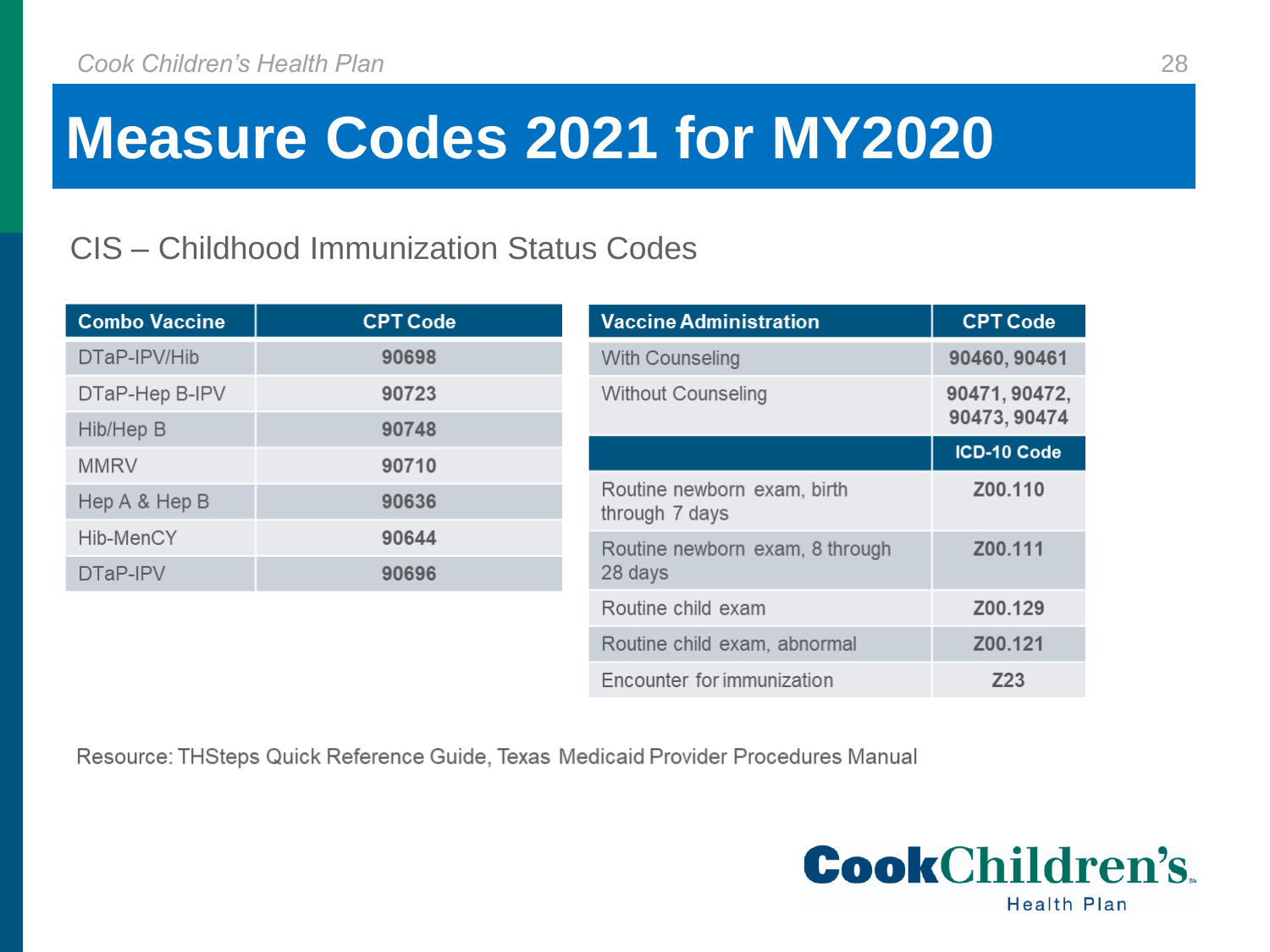# Measure Codes 2021 for MY2020

## CIS – Childhood Immunization Status Codes

| Combo Vaccine | CPT Code |
| --- | --- |
| DTaP-IPV/Hib | 90698 |
| DTaP-Hep B-IPV | 90723 |
| Hib/Hep B | 90748 |
| MMRV | 90710 |
| Hep A & Hep B | 90636 |
| Hib-MenCY | 90644 |
| DTaP-IPV | 90696 |

| Vaccine Administration | CPT Code |
| --- | --- |
| With Counseling | 90460, 90461 |
| Without Counseling | 90471, 90472, 90473, 90474 |
| | **ICD-10 Code** |
| Routine newborn exam, birth through 7 days | Z00.110 |
| Routine newborn exam, 8 through 28 days | Z00.111 |
| Routine child exam | Z00.129 |
| Routine child exam, abnormal | Z00.121 |
| Encounter for immunization | Z23 |

Resource: THSteps Quick Reference Guide, Texas Medicaid Provider Procedures Manual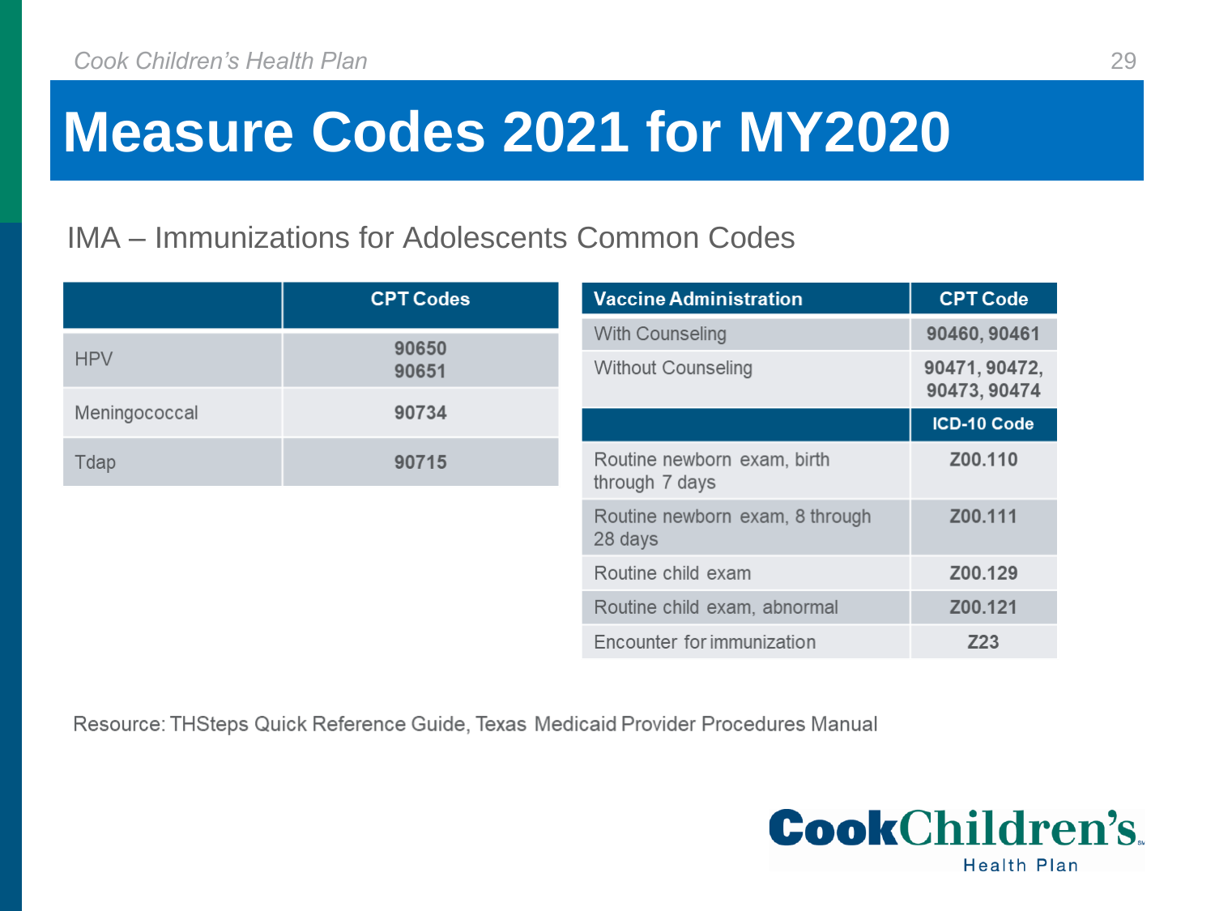# Measure Codes 2021 for MY2020

## IMA – Immunizations for Adolescents Common Codes

| | CPT Codes |
|---|---|
| HPV | 90650<br>90651 |
| Meningococcal | 90734 |
| Tdap | 90715 |

| Vaccine Administration | CPT Code |
|---|---|
| With Counseling | 90460, 90461 |
| Without Counseling | 90471, 90472, 90473, 90474 |
| | **ICD-10 Code** |
| Routine newborn exam, birth through 7 days | Z00.110 |
| Routine newborn exam, 8 through 28 days | Z00.111 |
| Routine child exam | Z00.129 |
| Routine child exam, abnormal | Z00.121 |
| Encounter for immunization | Z23 |

Resource: THSteps Quick Reference Guide, Texas Medicaid Provider Procedures Manual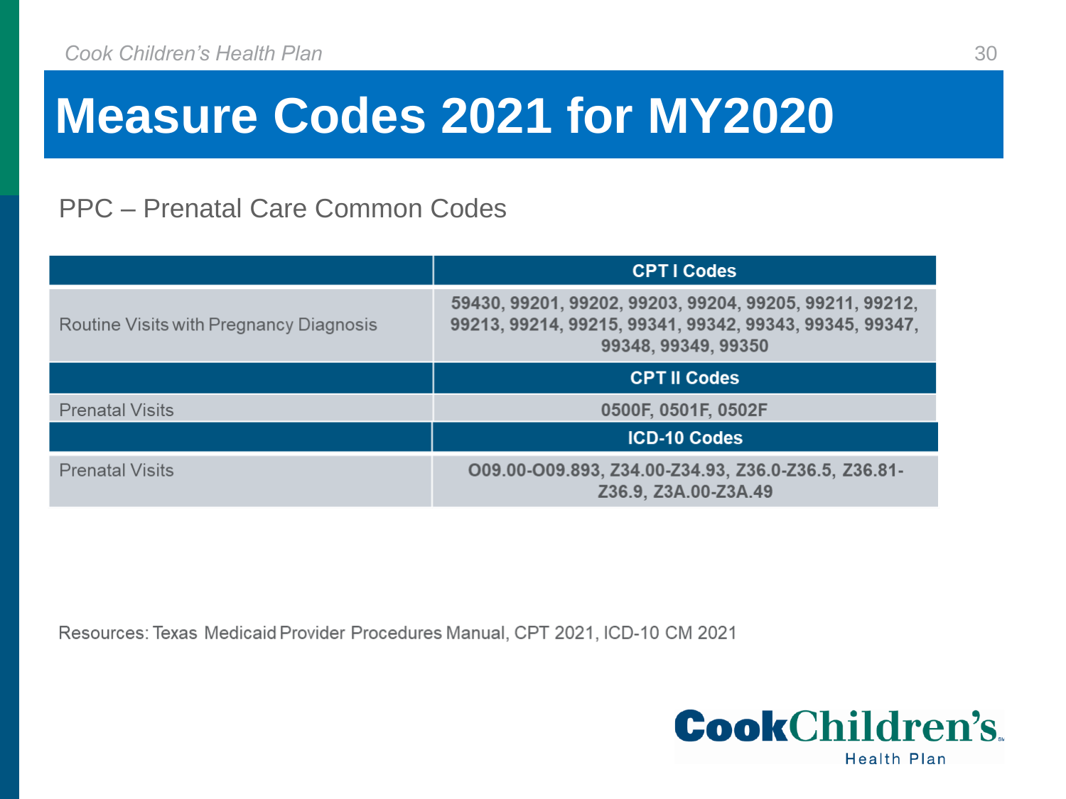# Measure Codes 2021 for MY2020

PPC – Prenatal Care Common Codes

| | CPT I Codes |
|---|---|
| Routine Visits with Pregnancy Diagnosis | 59430, 99201, 99202, 99203, 99204, 99205, 99211, 99212, 99213, 99214, 99215, 99341, 99342, 99343, 99345, 99347, 99348, 99349, 99350 |
| | **CPT II Codes** |
| Prenatal Visits | 0500F, 0501F, 0502F |
| | **ICD-10 Codes** |
| Prenatal Visits | O09.00-O09.893, Z34.00-Z34.93, Z36.0-Z36.5, Z36.81-Z36.9, Z3A.00-Z3A.49 |

Resources: Texas Medicaid Provider Procedures Manual, CPT 2021, ICD-10 CM 2021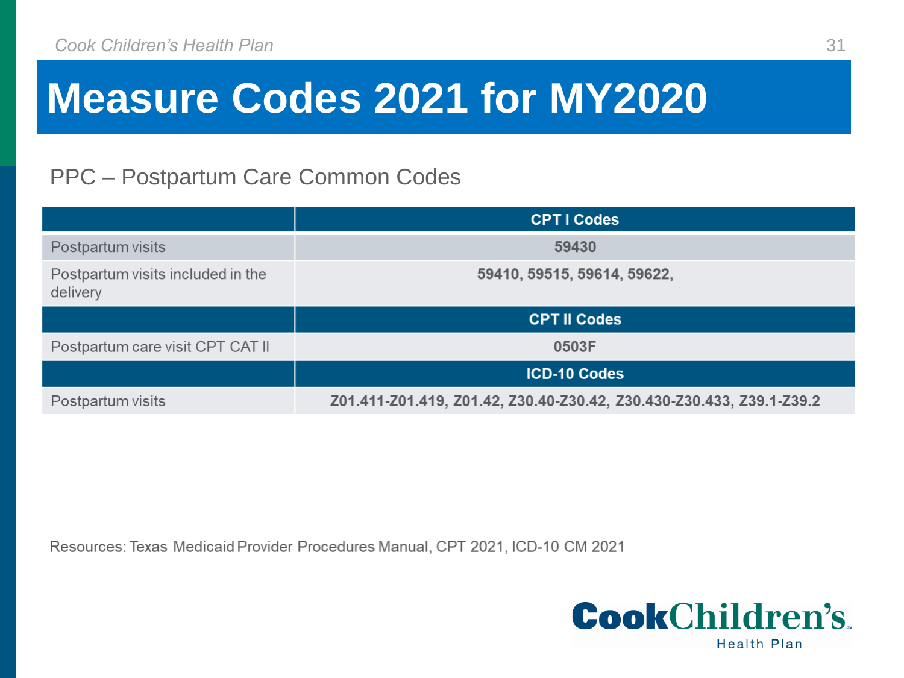# Measure Codes 2021 for MY2020

PPC – Postpartum Care Common Codes

| | CPT I Codes |
|---|---|
| Postpartum visits | **59430** |
| Postpartum visits included in the delivery | **59410, 59515, 59614, 59622,** |
| | **CPT II Codes** |
| Postpartum care visit CPT CAT II | **0503F** |
| | **ICD-10 Codes** |
| Postpartum visits | **Z01.411-Z01.419, Z01.42, Z30.40-Z30.42, Z30.430-Z30.433, Z39.1-Z39.2** |

Resources: Texas Medicaid Provider Procedures Manual, CPT 2021, ICD-10 CM 2021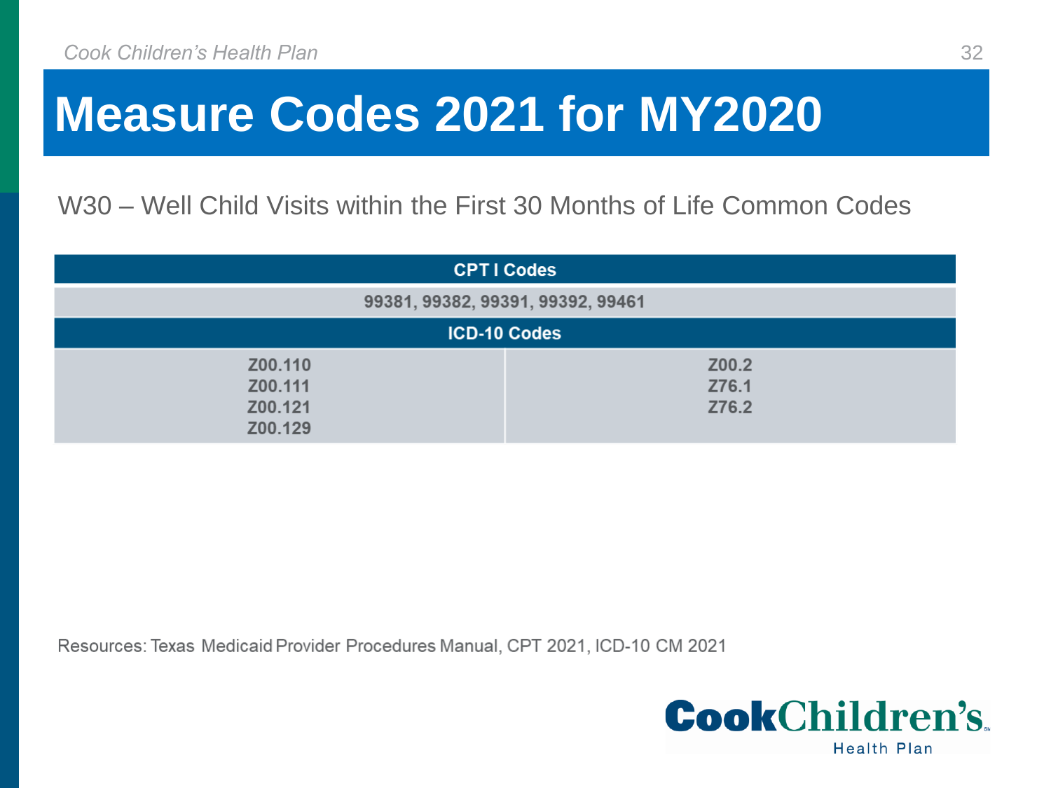# Measure Codes 2021 for MY2020

W30 – Well Child Visits within the First 30 Months of Life Common Codes

| CPT I Codes | |
|---|---|
| 99381, 99382, 99391, 99392, 99461 | |
| **ICD-10 Codes** | |
| Z00.110<br>Z00.111<br>Z00.121<br>Z00.129 | Z00.2<br>Z76.1<br>Z76.2 |

Resources: Texas Medicaid Provider Procedures Manual, CPT 2021, ICD-10 CM 2021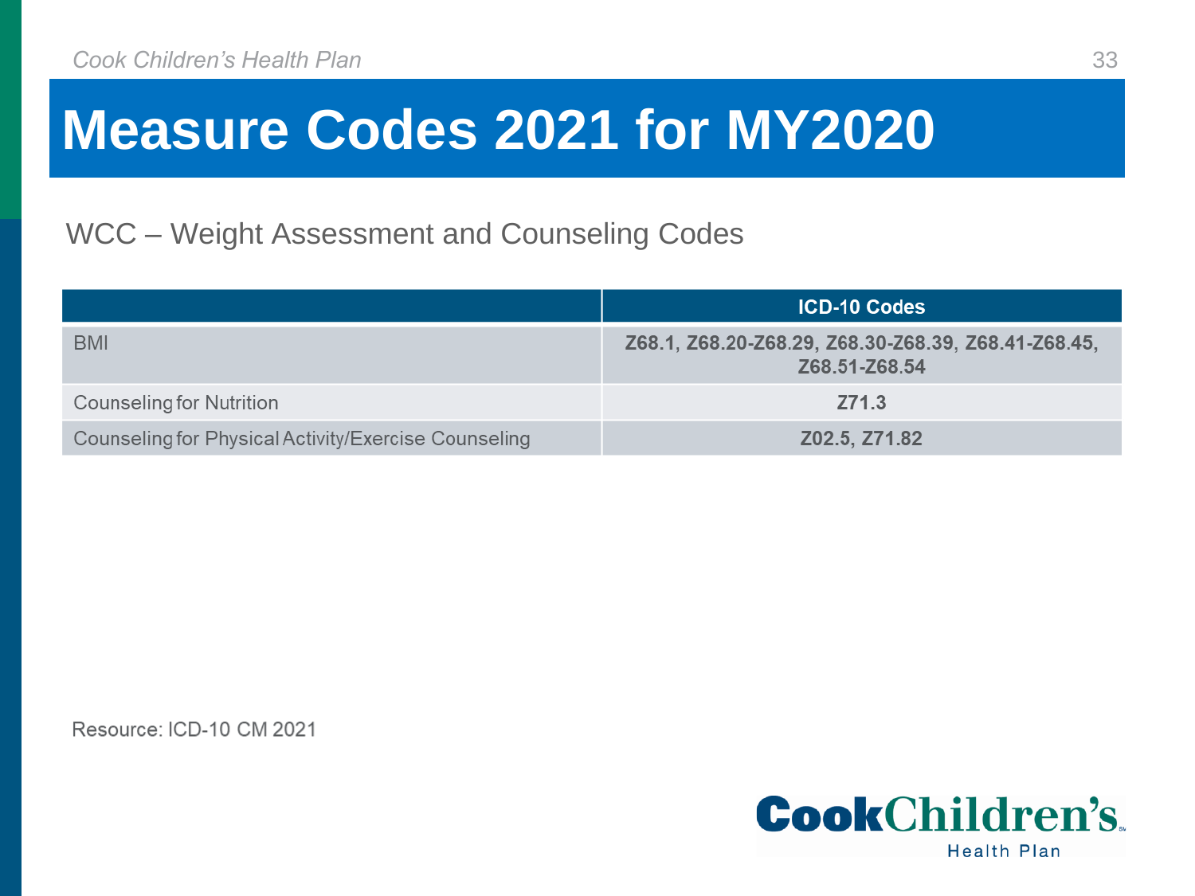# Measure Codes 2021 for MY2020

WCC – Weight Assessment and Counseling Codes

| | ICD-10 Codes |
|---|---|
| BMI | **Z68.1, Z68.20-Z68.29, Z68.30-Z68.39, Z68.41-Z68.45, Z68.51-Z68.54** |
| Counseling for Nutrition | **Z71.3** |
| Counseling for Physical Activity/Exercise Counseling | **Z02.5, Z71.82** |

Resource: ICD-10 CM 2021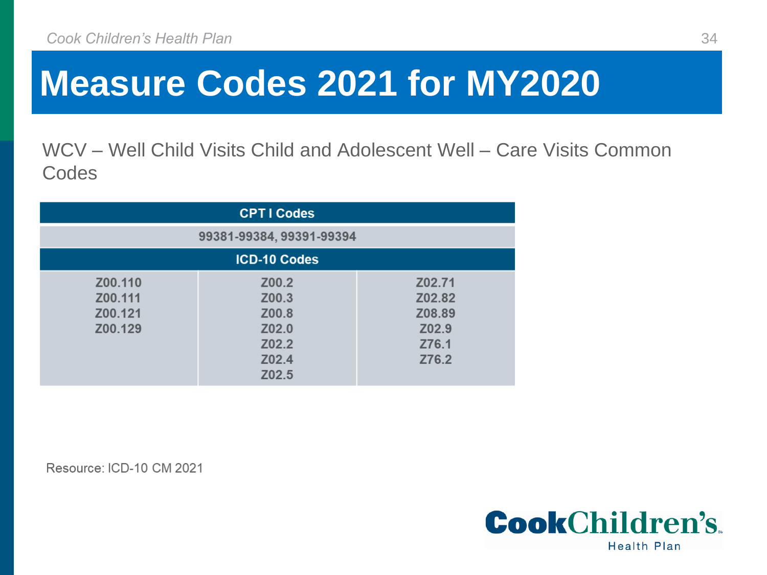# Measure Codes 2021 for MY2020

WCV – Well Child Visits Child and Adolescent Well – Care Visits Common Codes

| CPT I Codes | | |
|---|---|---|
| 99381-99384, 99391-99394 | | |
| **ICD-10 Codes** | | |
| Z00.110<br>Z00.111<br>Z00.121<br>Z00.129 | Z00.2<br>Z00.3<br>Z00.8<br>Z02.0<br>Z02.2<br>Z02.4<br>Z02.5 | Z02.71<br>Z02.82<br>Z08.89<br>Z02.9<br>Z76.1<br>Z76.2 |

Resource: ICD-10 CM 2021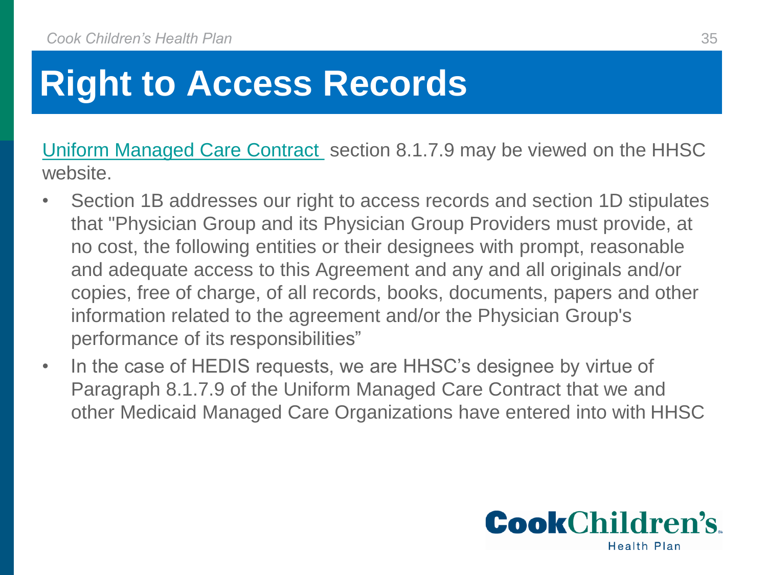# Right to Access Records

Uniform Managed Care Contract section 8.1.7.9 may be viewed on the HHSC website.

- Section 1B addresses our right to access records and section 1D stipulates that "Physician Group and its Physician Group Providers must provide, at no cost, the following entities or their designees with prompt, reasonable and adequate access to this Agreement and any and all originals and/or copies, free of charge, of all records, books, documents, papers and other information related to the agreement and/or the Physician Group's performance of its responsibilities"
- In the case of HEDIS requests, we are HHSC's designee by virtue of Paragraph 8.1.7.9 of the Uniform Managed Care Contract that we and other Medicaid Managed Care Organizations have entered into with HHSC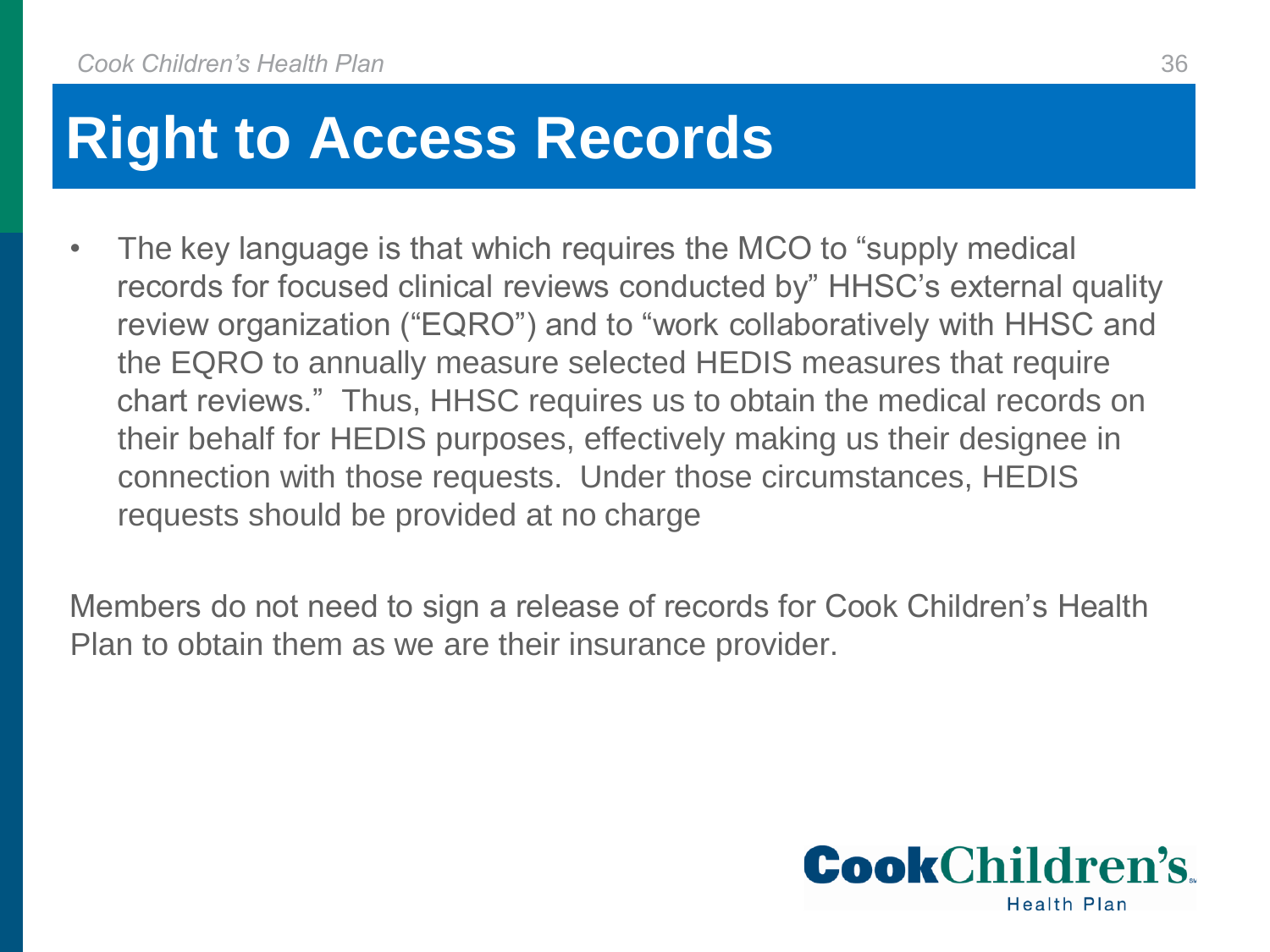# Right to Access Records

- The key language is that which requires the MCO to "supply medical records for focused clinical reviews conducted by" HHSC's external quality review organization ("EQRO") and to "work collaboratively with HHSC and the EQRO to annually measure selected HEDIS measures that require chart reviews." Thus, HHSC requires us to obtain the medical records on their behalf for HEDIS purposes, effectively making us their designee in connection with those requests. Under those circumstances, HEDIS requests should be provided at no charge

Members do not need to sign a release of records for Cook Children's Health Plan to obtain them as we are their insurance provider.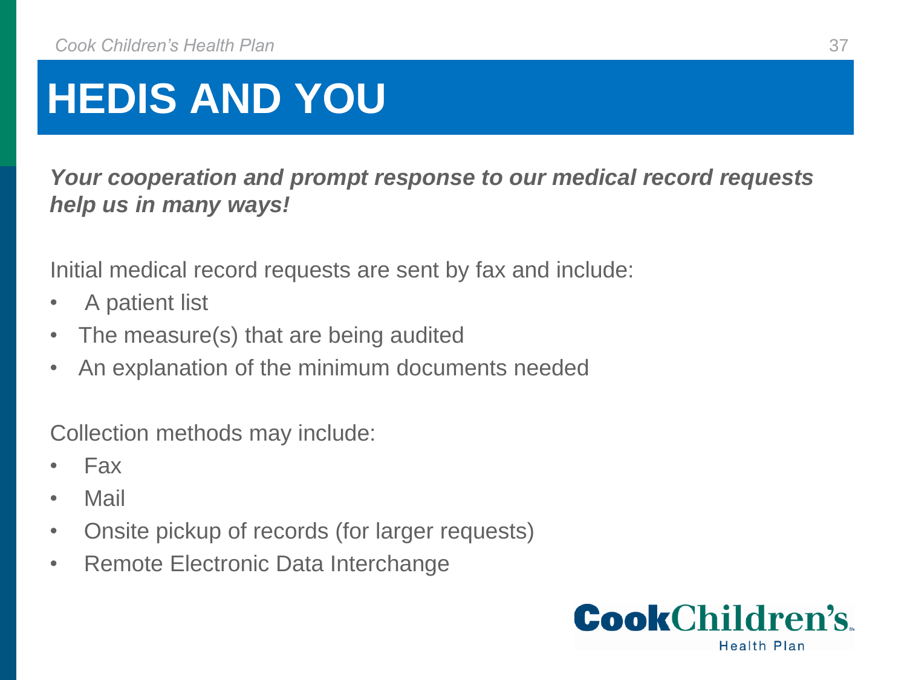# HEDIS AND YOU

***Your cooperation and prompt response to our medical record requests help us in many ways!***

Initial medical record requests are sent by fax and include:

- A patient list
- The measure(s) that are being audited
- An explanation of the minimum documents needed

Collection methods may include:

- Fax
- Mail
- Onsite pickup of records (for larger requests)
- Remote Electronic Data Interchange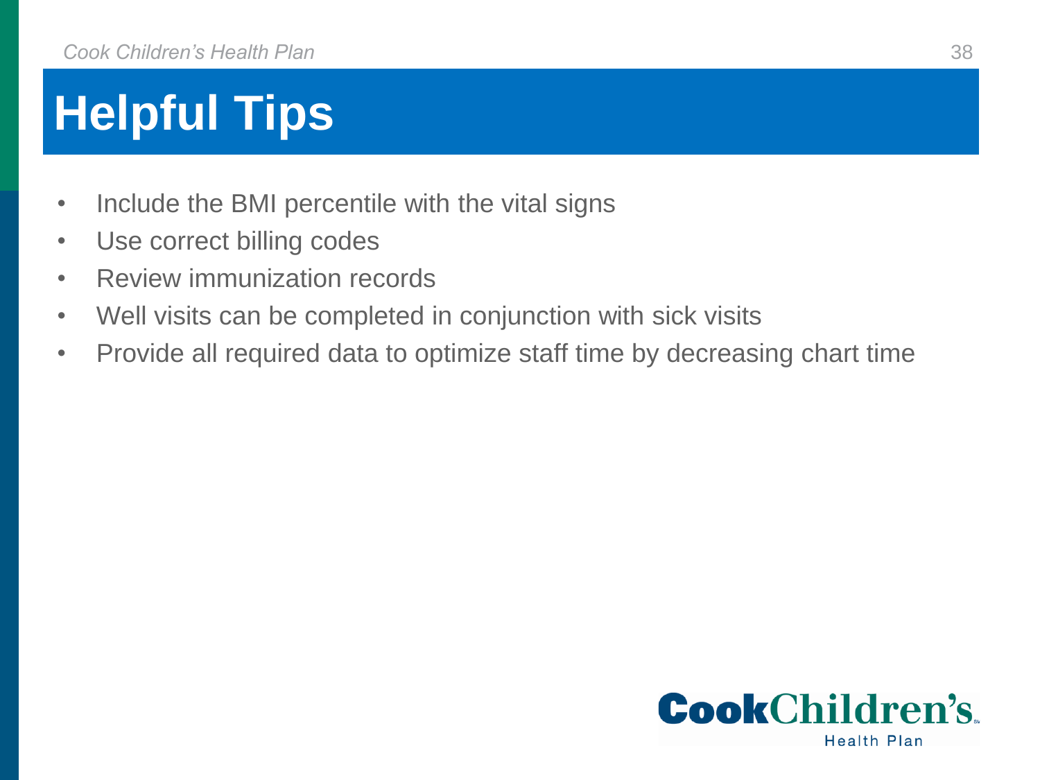# Helpful Tips

- Include the BMI percentile with the vital signs
- Use correct billing codes
- Review immunization records
- Well visits can be completed in conjunction with sick visits
- Provide all required data to optimize staff time by decreasing chart time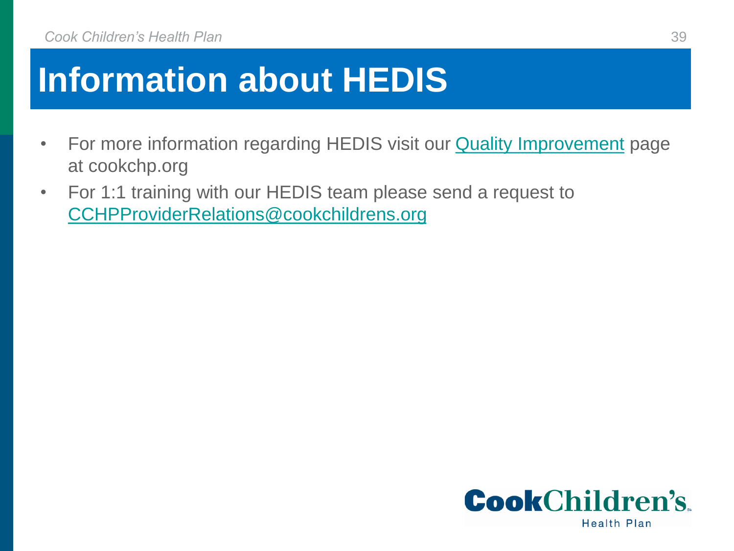# Information about HEDIS

- For more information regarding HEDIS visit our Quality Improvement page at cookchp.org
- For 1:1 training with our HEDIS team please send a request to CCHPProviderRelations@cookchildrens.org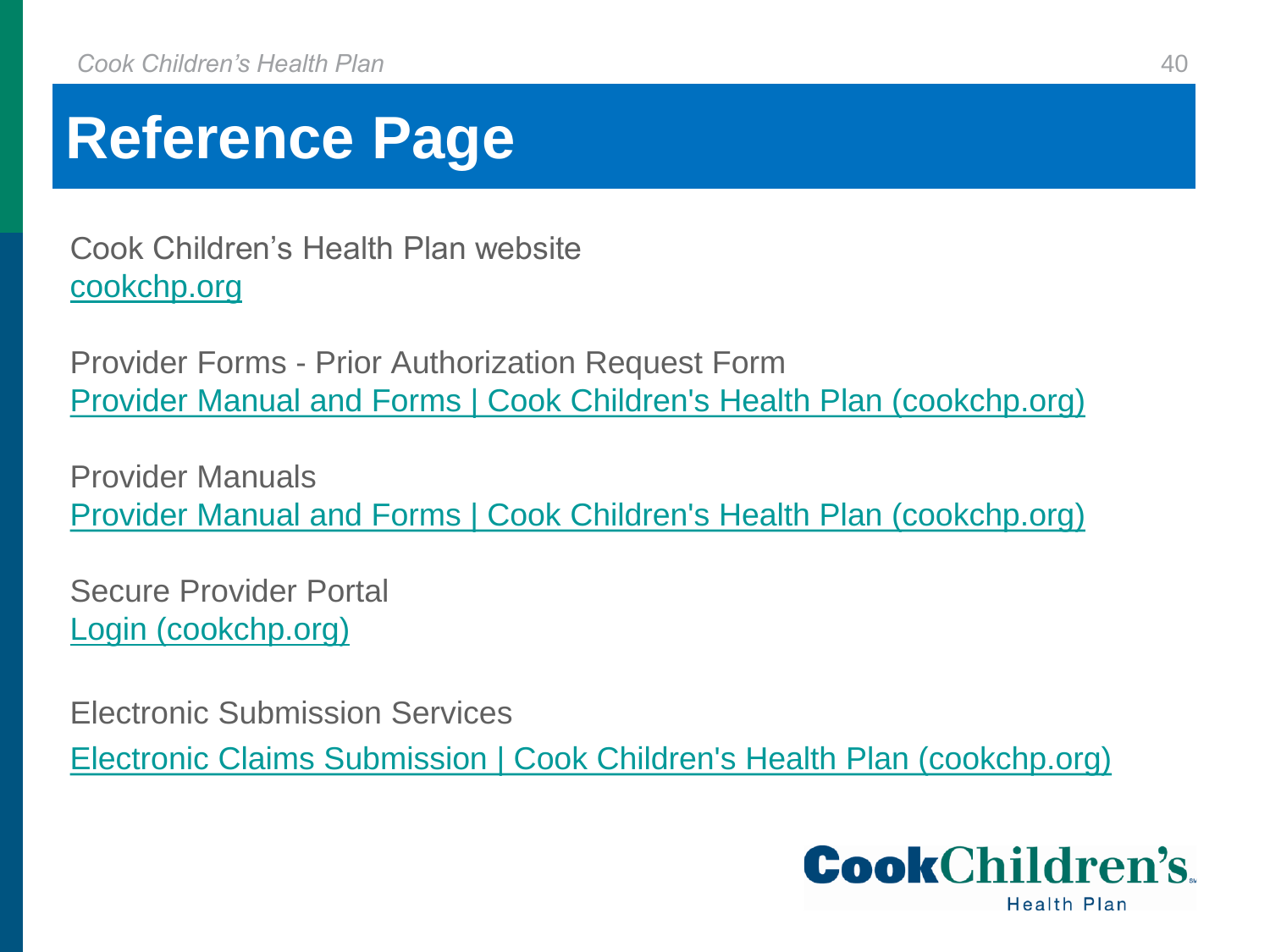# Reference Page

Cook Children's Health Plan website
cookchp.org

Provider Forms - Prior Authorization Request Form
Provider Manual and Forms | Cook Children's Health Plan (cookchp.org)

Provider Manuals
Provider Manual and Forms | Cook Children's Health Plan (cookchp.org)

Secure Provider Portal
Login (cookchp.org)

Electronic Submission Services
Electronic Claims Submission | Cook Children's Health Plan (cookchp.org)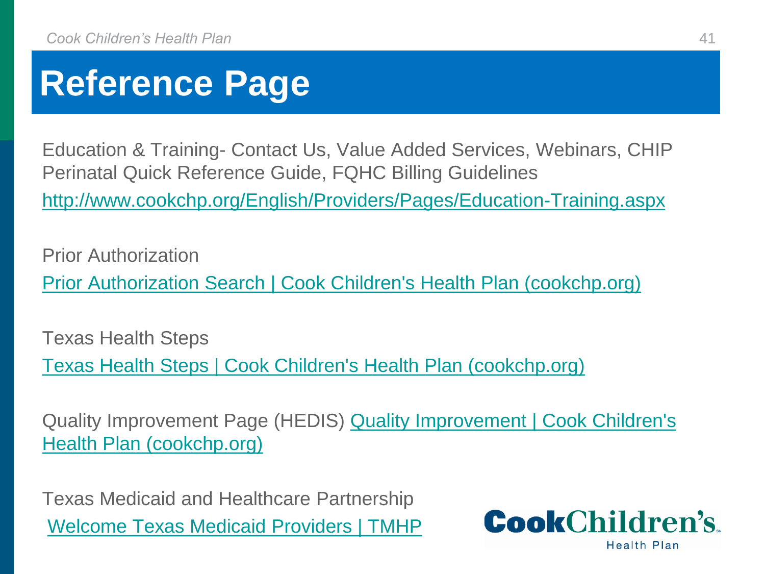# Reference Page

Education & Training- Contact Us, Value Added Services, Webinars, CHIP Perinatal Quick Reference Guide, FQHC Billing Guidelines

http://www.cookchp.org/English/Providers/Pages/Education-Training.aspx

Prior Authorization

Prior Authorization Search | Cook Children's Health Plan (cookchp.org)

Texas Health Steps

Texas Health Steps | Cook Children's Health Plan (cookchp.org)

Quality Improvement Page (HEDIS) Quality Improvement | Cook Children's Health Plan (cookchp.org)

Texas Medicaid and Healthcare Partnership

Welcome Texas Medicaid Providers | TMHP

CookChildren's Health Plan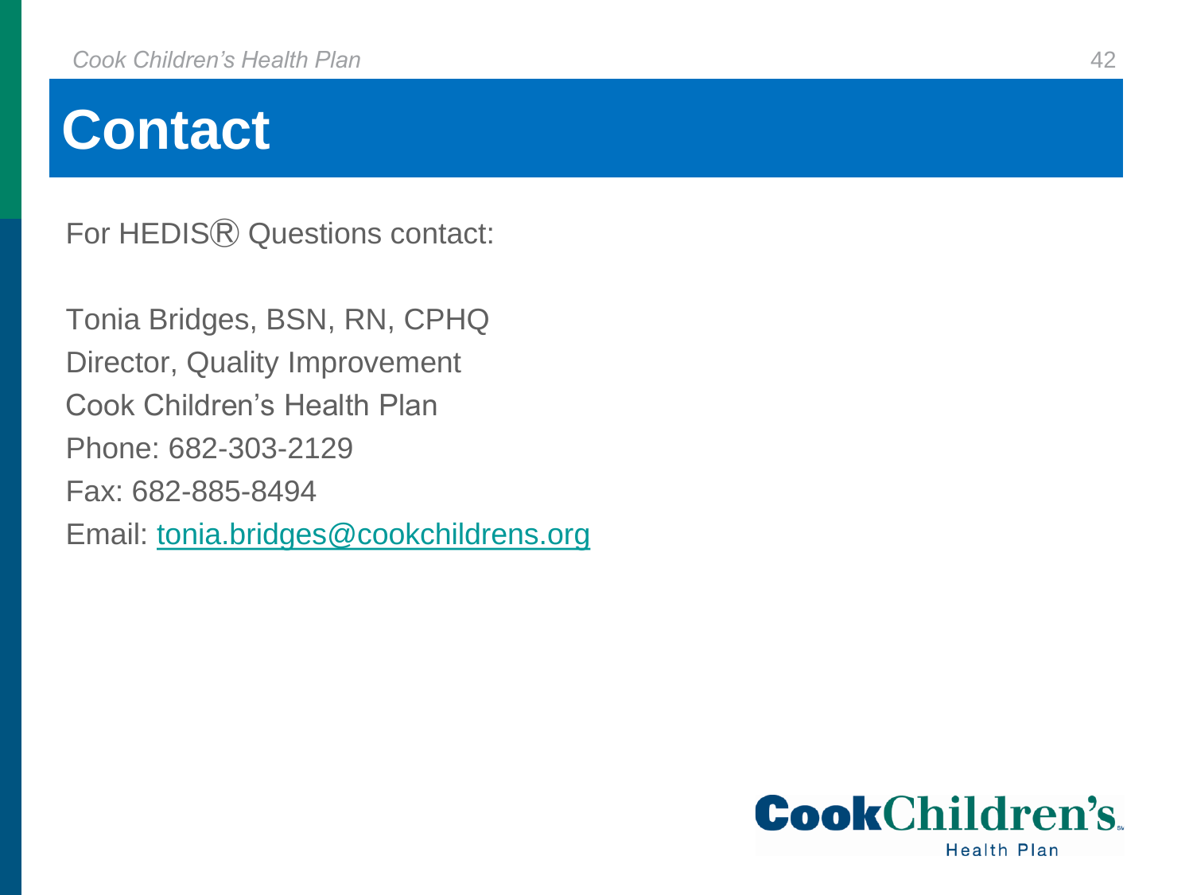# Contact

For HEDIS® Questions contact:

Tonia Bridges, BSN, RN, CPHQ

Director, Quality Improvement

Cook Children's Health Plan

Phone: 682-303-2129

Fax: 682-885-8494

Email: tonia.bridges@cookchildrens.org